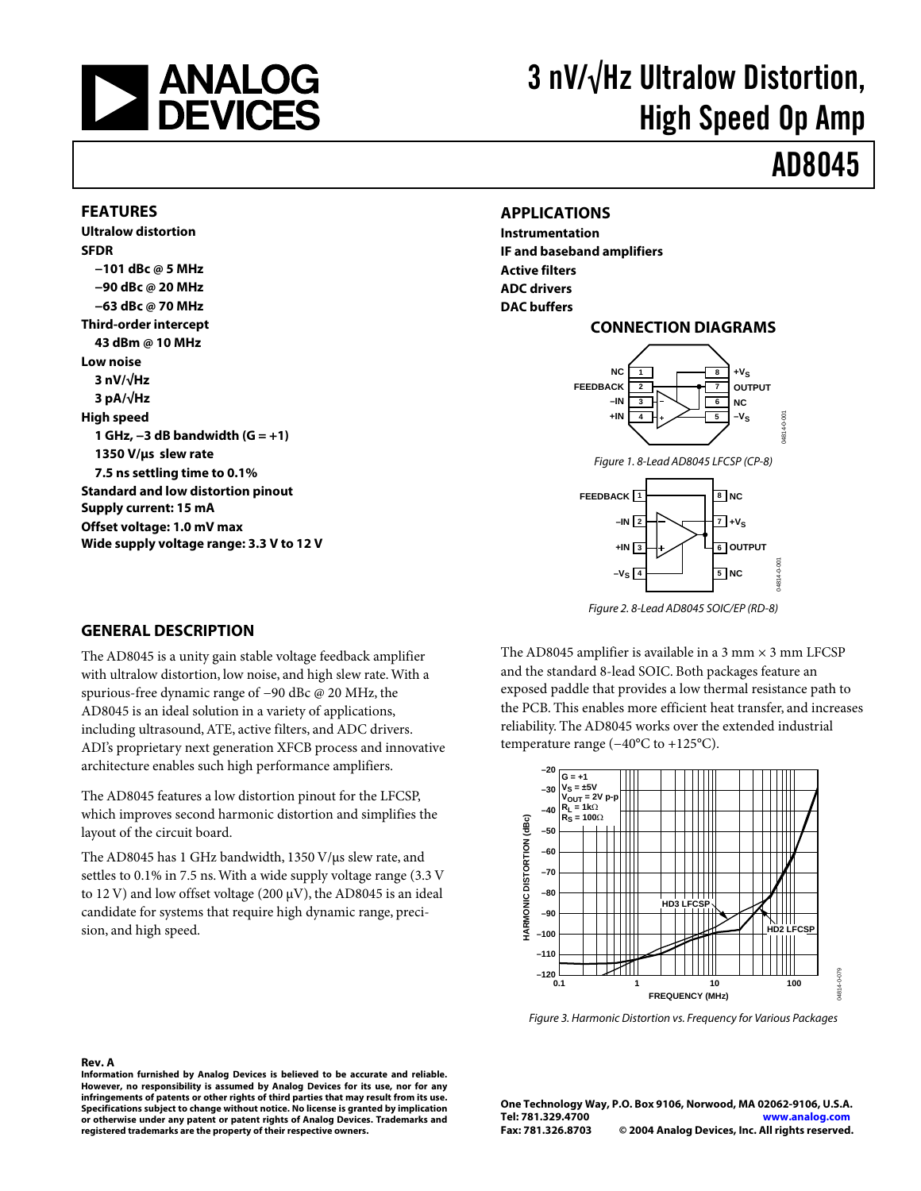# 3 nV/√Hz Ultralow Distortion, High Speed Op Amp

# AD8045

## FEATURES

**Ultralow distortion**

**SFDR**

- **−101 dBc @ 5 MHz**
- **−90 dBc @ 20 MHz**
- **−63 dBc @ 70 MHz**

**Third-order intercept**

- **43 dBm @ 10 MHz**

**Low noise**

- **3 nV/√Hz**
- **3 pA/√Hz**

**High speed**

- **1 GHz, −3 dB bandwidth (G = +1)**
- **1350 V/μs slew rate**
- **7.5 ns settling time to 0.1%**

**Standard and low distortion pinout**

**Supply current: 15 mA**

**Offset voltage: 1.0 mV max**

**Wide supply voltage range: 3.3 V to 12 V**

## APPLICATIONS

**Instrumentation**

**IF and baseband amplifiers**

**Active filters**

**ADC drivers**

**DAC buffers**

## CONNECTION DIAGRAMS

*Figure 1. 8-Lead AD8045 LFCSP (CP-8)*

*Figure 2. 8-Lead AD8045 SOIC/EP (RD-8)*

## GENERAL DESCRIPTION

The AD8045 is a unity gain stable voltage feedback amplifier with ultralow distortion, low noise, and high slew rate. With a spurious-free dynamic range of −90 dBc @ 20 MHz, the AD8045 is an ideal solution in a variety of applications, including ultrasound, ATE, active filters, and ADC drivers. ADI's proprietary next generation XFCB process and innovative architecture enables such high performance amplifiers.

The AD8045 features a low distortion pinout for the LFCSP, which improves second harmonic distortion and simplifies the layout of the circuit board.

The AD8045 has 1 GHz bandwidth, 1350 V/μs slew rate, and settles to 0.1% in 7.5 ns. With a wide supply voltage range (3.3 V to 12 V) and low offset voltage (200 μV), the AD8045 is an ideal candidate for systems that require high dynamic range, precision, and high speed.

The AD8045 amplifier is available in a 3 mm × 3 mm LFCSP and the standard 8-lead SOIC. Both packages feature an exposed paddle that provides a low thermal resistance path to the PCB. This enables more efficient heat transfer, and increases reliability. The AD8045 works over the extended industrial temperature range (−40°C to +125°C).

*Figure 3. Harmonic Distortion vs. Frequency for Various Packages*

**Rev. A**

**Information furnished by Analog Devices is believed to be accurate and reliable. However, no responsibility is assumed by Analog Devices for its use, nor for any infringements of patents or other rights of third parties that may result from its use. Specifications subject to change without notice. No license is granted by implication or otherwise under any patent or patent rights of Analog Devices. Trademarks and registered trademarks are the property of their respective owners.**

**One Technology Way, P.O. Box 9106, Norwood, MA 02062-9106, U.S.A.**
**Tel: 781.329.4700 www.analog.com**
**Fax: 781.326.8703 © 2004 Analog Devices, Inc. All rights reserved.**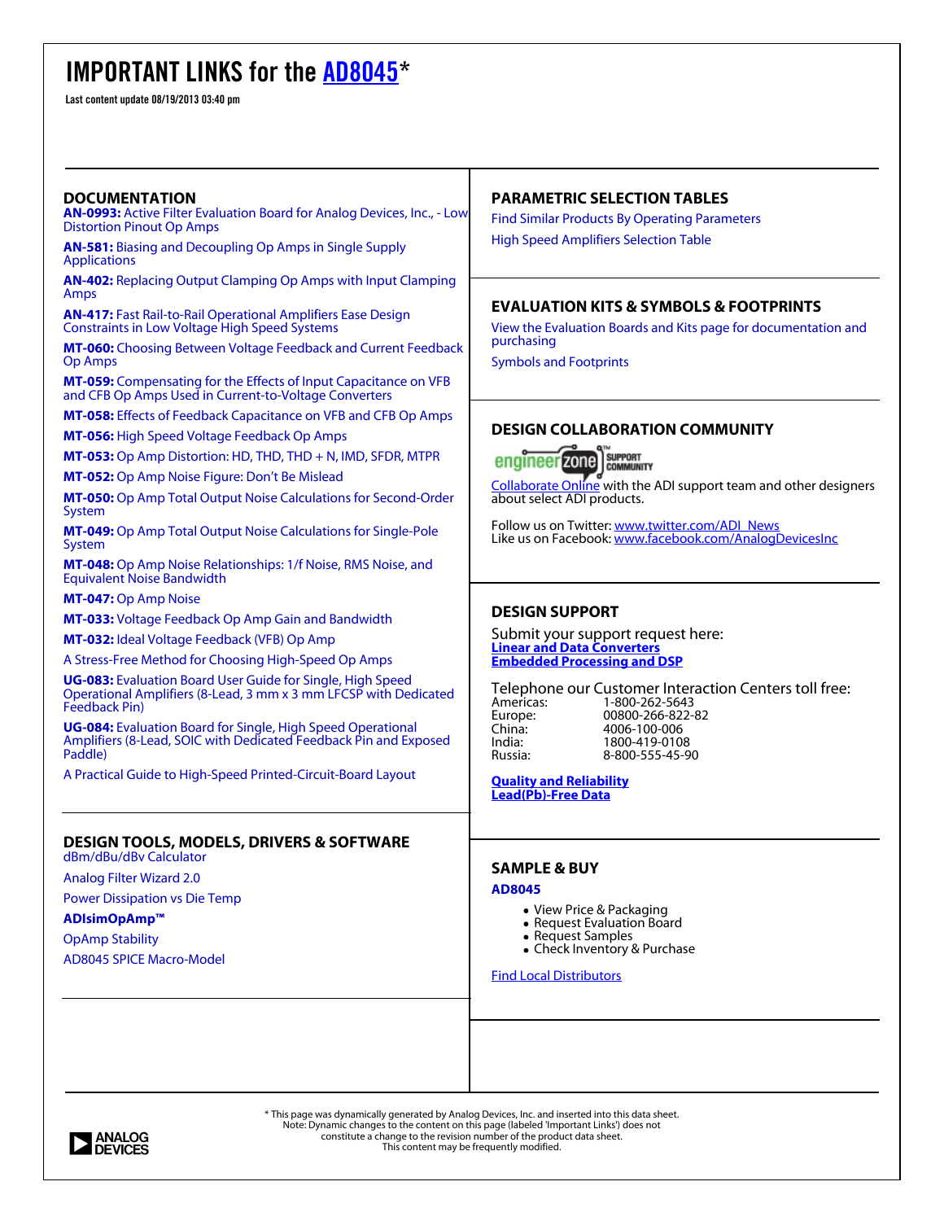# IMPORTANT LINKS for the AD8045*

**Last content update 08/19/2013 03:40 pm**

## DOCUMENTATION

**AN-0993:** Active Filter Evaluation Board for Analog Devices, Inc., - Low Distortion Pinout Op Amps

**AN-581:** Biasing and Decoupling Op Amps in Single Supply Applications

**AN-402:** Replacing Output Clamping Op Amps with Input Clamping Amps

**AN-417:** Fast Rail-to-Rail Operational Amplifiers Ease Design Constraints in Low Voltage High Speed Systems

**MT-060:** Choosing Between Voltage Feedback and Current Feedback Op Amps

**MT-059:** Compensating for the Effects of Input Capacitance on VFB and CFB Op Amps Used in Current-to-Voltage Converters

**MT-058:** Effects of Feedback Capacitance on VFB and CFB Op Amps

**MT-056:** High Speed Voltage Feedback Op Amps

**MT-053:** Op Amp Distortion: HD, THD, THD + N, IMD, SFDR, MTPR

**MT-052:** Op Amp Noise Figure: Don't Be Mislead

**MT-050:** Op Amp Total Output Noise Calculations for Second-Order System

**MT-049:** Op Amp Total Output Noise Calculations for Single-Pole System

**MT-048:** Op Amp Noise Relationships: 1/f Noise, RMS Noise, and Equivalent Noise Bandwidth

**MT-047:** Op Amp Noise

**MT-033:** Voltage Feedback Op Amp Gain and Bandwidth

**MT-032:** Ideal Voltage Feedback (VFB) Op Amp

A Stress-Free Method for Choosing High-Speed Op Amps

**UG-083:** Evaluation Board User Guide for Single, High Speed Operational Amplifiers (8-Lead, 3 mm x 3 mm LFCSP with Dedicated Feedback Pin)

**UG-084:** Evaluation Board for Single, High Speed Operational Amplifiers (8-Lead, SOIC with Dedicated Feedback Pin and Exposed Paddle)

A Practical Guide to High-Speed Printed-Circuit-Board Layout

## DESIGN TOOLS, MODELS, DRIVERS & SOFTWARE

dBm/dBu/dBv Calculator

Analog Filter Wizard 2.0

Power Dissipation vs Die Temp

**ADIsimOpAmp™**

OpAmp Stability

AD8045 SPICE Macro-Model

## PARAMETRIC SELECTION TABLES

Find Similar Products By Operating Parameters

High Speed Amplifiers Selection Table

## EVALUATION KITS & SYMBOLS & FOOTPRINTS

View the Evaluation Boards and Kits page for documentation and purchasing

Symbols and Footprints

## DESIGN COLLABORATION COMMUNITY

engineerzone™ SUPPORT COMMUNITY

Collaborate Online with the ADI support team and other designers about select ADI products.

Follow us on Twitter: www.twitter.com/ADI_News
Like us on Facebook: www.facebook.com/AnalogDevicesInc

## DESIGN SUPPORT

Submit your support request here:
**Linear and Data Converters**
**Embedded Processing and DSP**

Telephone our Customer Interaction Centers toll free:

| | |
|---|---|
| Americas: | 1-800-262-5643 |
| Europe: | 00800-266-822-82 |
| China: | 4006-100-006 |
| India: | 1800-419-0108 |
| Russia: | 8-800-555-45-90 |

**Quality and Reliability**
**Lead(Pb)-Free Data**

## SAMPLE & BUY

**AD8045**

- View Price & Packaging
- Request Evaluation Board
- Request Samples
- Check Inventory & Purchase

Find Local Distributors

* This page was dynamically generated by Analog Devices, Inc. and inserted into this data sheet. Note: Dynamic changes to the content on this page (labeled 'Important Links') does not constitute a change to the revision number of the product data sheet. This content may be frequently modified.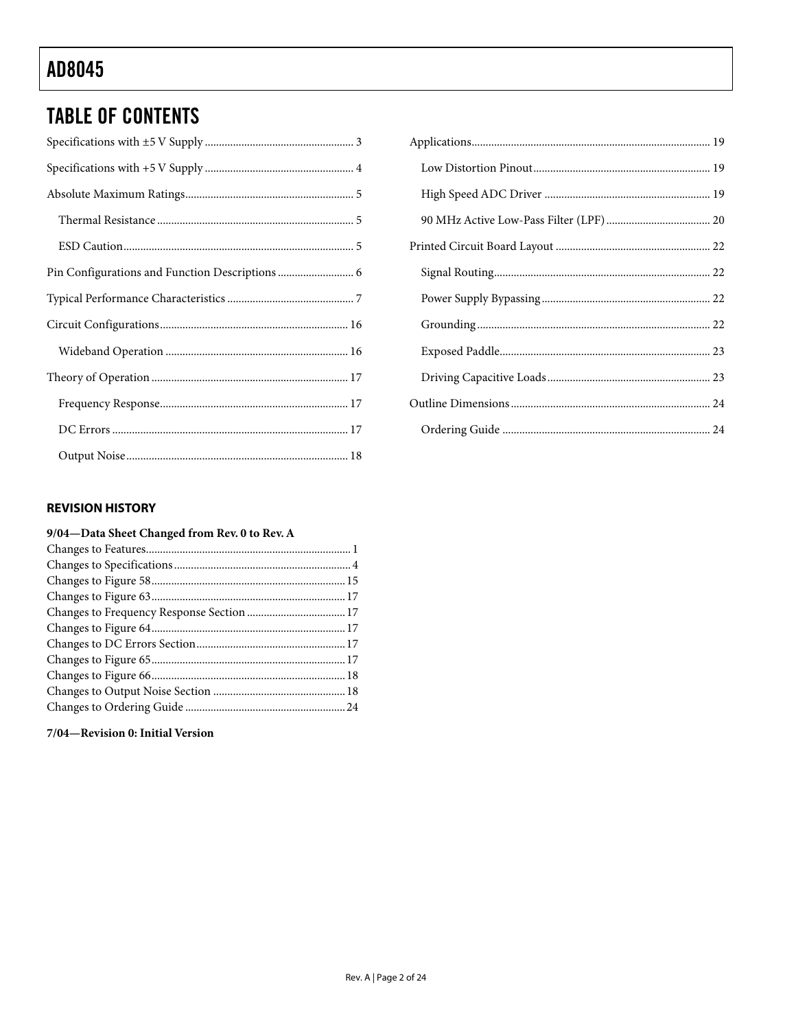## TABLE OF CONTENTS

Specifications with ±5 V Supply ... 3

Specifications with +5 V Supply ... 4

Absolute Maximum Ratings ... 5

- Thermal Resistance ... 5
- ESD Caution ... 5

Pin Configurations and Function Descriptions ... 6

Typical Performance Characteristics ... 7

Circuit Configurations ... 16

- Wideband Operation ... 16

Theory of Operation ... 17

- Frequency Response ... 17
- DC Errors ... 17
- Output Noise ... 18

Applications ... 19

- Low Distortion Pinout ... 19
- High Speed ADC Driver ... 19
- 90 MHz Active Low-Pass Filter (LPF) ... 20

Printed Circuit Board Layout ... 22

- Signal Routing ... 22
- Power Supply Bypassing ... 22
- Grounding ... 22
- Exposed Paddle ... 23
- Driving Capacitive Loads ... 23

Outline Dimensions ... 24

- Ordering Guide ... 24

### REVISION HISTORY

**9/04—Data Sheet Changed from Rev. 0 to Rev. A**

Changes to Features ... 1
Changes to Specifications ... 4
Changes to Figure 58 ... 15
Changes to Figure 63 ... 17
Changes to Frequency Response Section ... 17
Changes to Figure 64 ... 17
Changes to DC Errors Section ... 17
Changes to Figure 65 ... 17
Changes to Figure 66 ... 18
Changes to Output Noise Section ... 18
Changes to Ordering Guide ... 24

**7/04—Revision 0: Initial Version**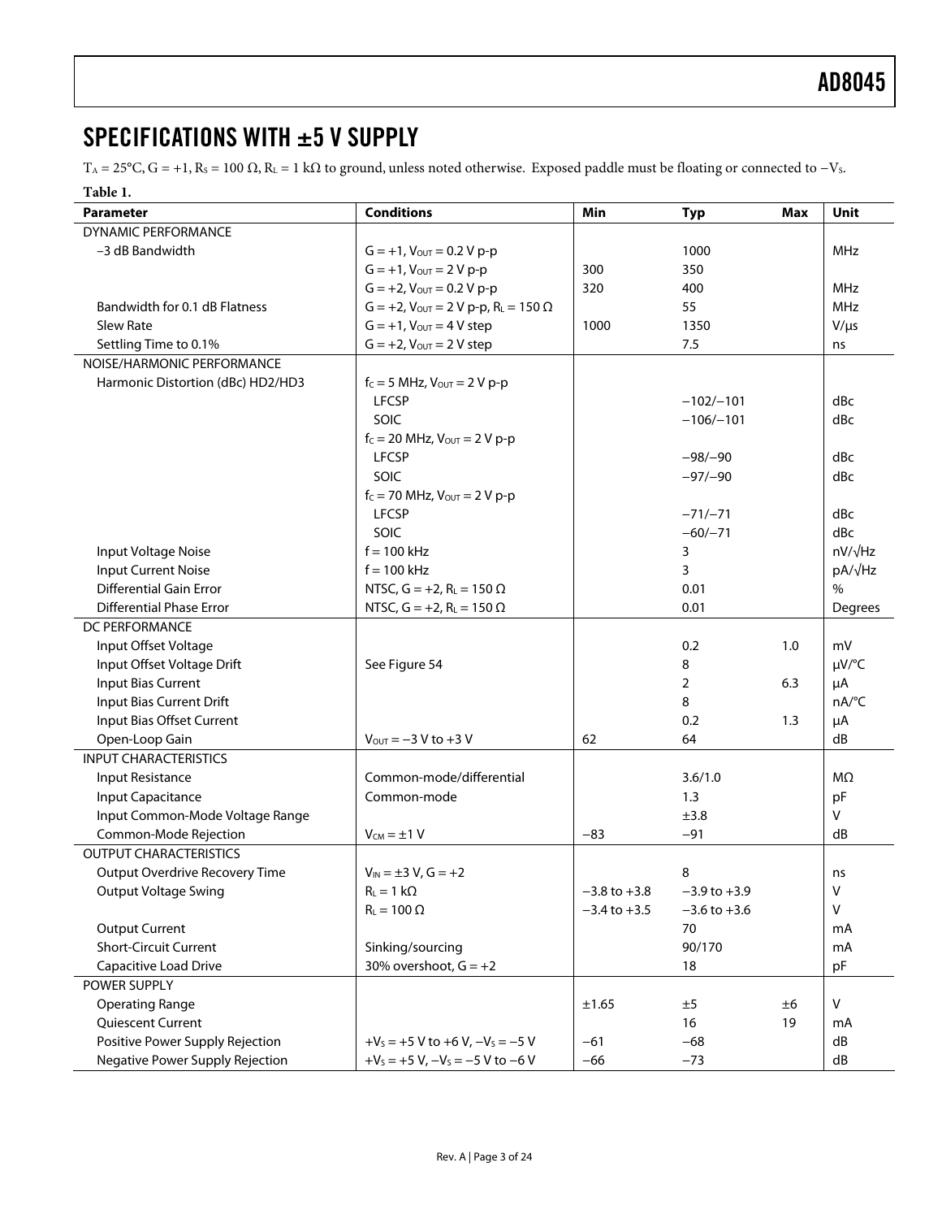## SPECIFICATIONS WITH ±5 V SUPPLY

$T_A$ = 25°C, G = +1, $R_S$ = 100 Ω, $R_L$ = 1 kΩ to ground, unless noted otherwise. Exposed paddle must be floating or connected to $-V_S$.

**Table 1.**

| Parameter | Conditions | Min | Typ | Max | Unit |
|---|---|---|---|---|---|
| DYNAMIC PERFORMANCE | | | | | |
| −3 dB Bandwidth | G = +1, $V_{OUT}$ = 0.2 V p-p | | 1000 | | MHz |
| | G = +1, $V_{OUT}$ = 2 V p-p | 300 | 350 | | |
| | G = +2, $V_{OUT}$ = 0.2 V p-p | 320 | 400 | | MHz |
| Bandwidth for 0.1 dB Flatness | G = +2, $V_{OUT}$ = 2 V p-p, $R_L$ = 150 Ω | | 55 | | MHz |
| Slew Rate | G = +1, $V_{OUT}$ = 4 V step | 1000 | 1350 | | V/μs |
| Settling Time to 0.1% | G = +2, $V_{OUT}$ = 2 V step | | 7.5 | | ns |
| NOISE/HARMONIC PERFORMANCE | | | | | |
| Harmonic Distortion (dBc) HD2/HD3 | $f_C$ = 5 MHz, $V_{OUT}$ = 2 V p-p | | | | |
| | LFCSP | | −102/−101 | | dBc |
| | SOIC | | −106/−101 | | dBc |
| | $f_C$ = 20 MHz, $V_{OUT}$ = 2 V p-p | | | | |
| | LFCSP | | −98/−90 | | dBc |
| | SOIC | | −97/−90 | | dBc |
| | $f_C$ = 70 MHz, $V_{OUT}$ = 2 V p-p | | | | |
| | LFCSP | | −71/−71 | | dBc |
| | SOIC | | −60/−71 | | dBc |
| Input Voltage Noise | f = 100 kHz | | 3 | | nV/√Hz |
| Input Current Noise | f = 100 kHz | | 3 | | pA/√Hz |
| Differential Gain Error | NTSC, G = +2, $R_L$ = 150 Ω | | 0.01 | | % |
| Differential Phase Error | NTSC, G = +2, $R_L$ = 150 Ω | | 0.01 | | Degrees |
| DC PERFORMANCE | | | | | |
| Input Offset Voltage | | | 0.2 | 1.0 | mV |
| Input Offset Voltage Drift | See Figure 54 | | 8 | | μV/°C |
| Input Bias Current | | | 2 | 6.3 | μA |
| Input Bias Current Drift | | | 8 | | nA/°C |
| Input Bias Offset Current | | | 0.2 | 1.3 | μA |
| Open-Loop Gain | $V_{OUT}$ = −3 V to +3 V | 62 | 64 | | dB |
| INPUT CHARACTERISTICS | | | | | |
| Input Resistance | Common-mode/differential | | 3.6/1.0 | | MΩ |
| Input Capacitance | Common-mode | | 1.3 | | pF |
| Input Common-Mode Voltage Range | | | ±3.8 | | V |
| Common-Mode Rejection | $V_{CM}$ = ±1 V | −83 | −91 | | dB |
| OUTPUT CHARACTERISTICS | | | | | |
| Output Overdrive Recovery Time | $V_{IN}$ = ±3 V, G = +2 | | 8 | | ns |
| Output Voltage Swing | $R_L$ = 1 kΩ | −3.8 to +3.8 | −3.9 to +3.9 | | V |
| | $R_L$ = 100 Ω | −3.4 to +3.5 | −3.6 to +3.6 | | V |
| Output Current | | | 70 | | mA |
| Short-Circuit Current | Sinking/sourcing | | 90/170 | | mA |
| Capacitive Load Drive | 30% overshoot, G = +2 | | 18 | | pF |
| POWER SUPPLY | | | | | |
| Operating Range | | ±1.65 | ±5 | ±6 | V |
| Quiescent Current | | | 16 | 19 | mA |
| Positive Power Supply Rejection | $+V_S$ = +5 V to +6 V, $-V_S$ = −5 V | −61 | −68 | | dB |
| Negative Power Supply Rejection | $+V_S$ = +5 V, $-V_S$ = −5 V to −6 V | −66 | −73 | | dB |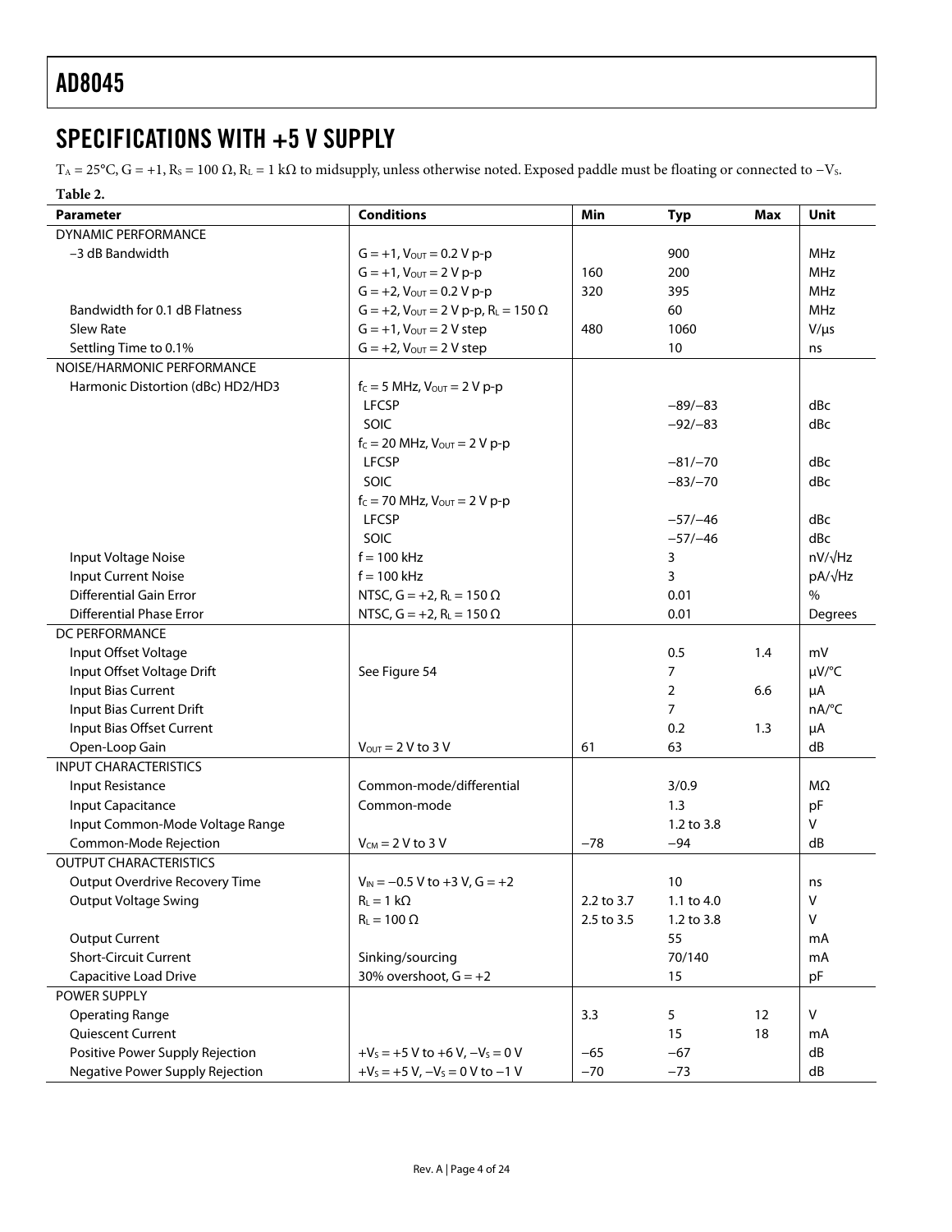## SPECIFICATIONS WITH +5 V SUPPLY

$T_A = 25°C$, $G = +1$, $R_S = 100\ \Omega$, $R_L = 1\ k\Omega$ to midsupply, unless otherwise noted. Exposed paddle must be floating or connected to $-V_S$.

**Table 2.**

| Parameter | Conditions | Min | Typ | Max | Unit |
|---|---|---|---|---|---|
| DYNAMIC PERFORMANCE | | | | | |
| −3 dB Bandwidth | G = +1, $V_{OUT}$ = 0.2 V p-p | | 900 | | MHz |
| | G = +1, $V_{OUT}$ = 2 V p-p | 160 | 200 | | MHz |
| | G = +2, $V_{OUT}$ = 0.2 V p-p | 320 | 395 | | MHz |
| Bandwidth for 0.1 dB Flatness | G = +2, $V_{OUT}$ = 2 V p-p, $R_L$ = 150 Ω | | 60 | | MHz |
| Slew Rate | G = +1, $V_{OUT}$ = 2 V step | 480 | 1060 | | V/μs |
| Settling Time to 0.1% | G = +2, $V_{OUT}$ = 2 V step | | 10 | | ns |
| NOISE/HARMONIC PERFORMANCE | | | | | |
| Harmonic Distortion (dBc) HD2/HD3 | $f_C$ = 5 MHz, $V_{OUT}$ = 2 V p-p | | | | |
| | LFCSP | | −89/−83 | | dBc |
| | SOIC | | −92/−83 | | dBc |
| | $f_C$ = 20 MHz, $V_{OUT}$ = 2 V p-p | | | | |
| | LFCSP | | −81/−70 | | dBc |
| | SOIC | | −83/−70 | | dBc |
| | $f_C$ = 70 MHz, $V_{OUT}$ = 2 V p-p | | | | |
| | LFCSP | | −57/−46 | | dBc |
| | SOIC | | −57/−46 | | dBc |
| Input Voltage Noise | f = 100 kHz | | 3 | | nV/√Hz |
| Input Current Noise | f = 100 kHz | | 3 | | pA/√Hz |
| Differential Gain Error | NTSC, G = +2, $R_L$ = 150 Ω | | 0.01 | | % |
| Differential Phase Error | NTSC, G = +2, $R_L$ = 150 Ω | | 0.01 | | Degrees |
| DC PERFORMANCE | | | | | |
| Input Offset Voltage | | | 0.5 | 1.4 | mV |
| Input Offset Voltage Drift | See Figure 54 | | 7 | | μV/°C |
| Input Bias Current | | | 2 | 6.6 | μA |
| Input Bias Current Drift | | | 7 | | nA/°C |
| Input Bias Offset Current | | | 0.2 | 1.3 | μA |
| Open-Loop Gain | $V_{OUT}$ = 2 V to 3 V | 61 | 63 | | dB |
| INPUT CHARACTERISTICS | | | | | |
| Input Resistance | Common-mode/differential | | 3/0.9 | | MΩ |
| Input Capacitance | Common-mode | | 1.3 | | pF |
| Input Common-Mode Voltage Range | | | 1.2 to 3.8 | | V |
| Common-Mode Rejection | $V_{CM}$ = 2 V to 3 V | −78 | −94 | | dB |
| OUTPUT CHARACTERISTICS | | | | | |
| Output Overdrive Recovery Time | $V_{IN}$ = −0.5 V to +3 V, G = +2 | | 10 | | ns |
| Output Voltage Swing | $R_L$ = 1 kΩ | 2.2 to 3.7 | 1.1 to 4.0 | | V |
| | $R_L$ = 100 Ω | 2.5 to 3.5 | 1.2 to 3.8 | | V |
| Output Current | | | 55 | | mA |
| Short-Circuit Current | Sinking/sourcing | | 70/140 | | mA |
| Capacitive Load Drive | 30% overshoot, G = +2 | | 15 | | pF |
| POWER SUPPLY | | | | | |
| Operating Range | | 3.3 | 5 | 12 | V |
| Quiescent Current | | | 15 | 18 | mA |
| Positive Power Supply Rejection | $+V_S$ = +5 V to +6 V, $-V_S$ = 0 V | −65 | −67 | | dB |
| Negative Power Supply Rejection | $+V_S$ = +5 V, $-V_S$ = 0 V to −1 V | −70 | −73 | | dB |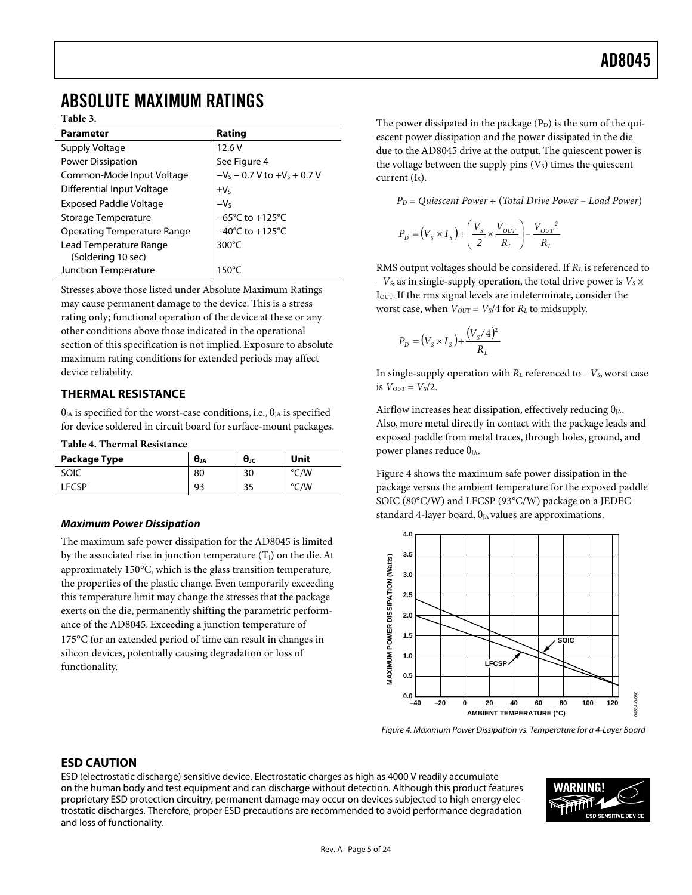# ABSOLUTE MAXIMUM RATINGS

**Table 3.**

| Parameter | Rating |
|---|---|
| Supply Voltage | 12.6 V |
| Power Dissipation | See Figure 4 |
| Common-Mode Input Voltage | $-V_S - 0.7$ V to $+V_S + 0.7$ V |
| Differential Input Voltage | $\pm V_S$ |
| Exposed Paddle Voltage | $-V_S$ |
| Storage Temperature | −65°C to +125°C |
| Operating Temperature Range | −40°C to +125°C |
| Lead Temperature Range (Soldering 10 sec) | 300°C |
| Junction Temperature | 150°C |

Stresses above those listed under Absolute Maximum Ratings may cause permanent damage to the device. This is a stress rating only; functional operation of the device at these or any other conditions above those indicated in the operational section of this specification is not implied. Exposure to absolute maximum rating conditions for extended periods may affect device reliability.

## THERMAL RESISTANCE

$\theta_{JA}$ is specified for the worst-case conditions, i.e., $\theta_{JA}$ is specified for device soldered in circuit board for surface-mount packages.

**Table 4. Thermal Resistance**

| Package Type | $\theta_{JA}$ | $\theta_{JC}$ | Unit |
|---|---|---|---|
| SOIC | 80 | 30 | °C/W |
| LFCSP | 93 | 35 | °C/W |

### *Maximum Power Dissipation*

The maximum safe power dissipation for the AD8045 is limited by the associated rise in junction temperature ($T_J$) on the die. At approximately 150°C, which is the glass transition temperature, the properties of the plastic change. Even temporarily exceeding this temperature limit may change the stresses that the package exerts on the die, permanently shifting the parametric performance of the AD8045. Exceeding a junction temperature of 175°C for an extended period of time can result in changes in silicon devices, potentially causing degradation or loss of functionality.

The power dissipated in the package ($P_D$) is the sum of the quiescent power dissipation and the power dissipated in the die due to the AD8045 drive at the output. The quiescent power is the voltage between the supply pins ($V_S$) times the quiescent current ($I_S$).

$$P_D = Quiescent\ Power + (Total\ Drive\ Power - Load\ Power)$$

$$P_D = \left(V_S \times I_S\right) + \left(\frac{V_S}{2} \times \frac{V_{OUT}}{R_L}\right) - \frac{{V_{OUT}}^2}{R_L}$$

RMS output voltages should be considered. If $R_L$ is referenced to $-V_S$, as in single-supply operation, the total drive power is $V_S \times I_{OUT}$. If the rms signal levels are indeterminate, consider the worst case, when $V_{OUT} = V_S/4$ for $R_L$ to midsupply.

$$P_D = \left(V_S \times I_S\right) + \frac{\left(V_S/4\right)^2}{R_L}$$

In single-supply operation with $R_L$ referenced to $-V_S$, worst case is $V_{OUT} = V_S/2$.

Airflow increases heat dissipation, effectively reducing $\theta_{JA}$. Also, more metal directly in contact with the package leads and exposed paddle from metal traces, through holes, ground, and power planes reduce $\theta_{JA}$.

Figure 4 shows the maximum safe power dissipation in the package versus the ambient temperature for the exposed paddle SOIC (80°C/W) and LFCSP (93°C/W) package on a JEDEC standard 4-layer board. $\theta_{JA}$ values are approximations.

*Figure 4. Maximum Power Dissipation vs. Temperature for a 4-Layer Board*

## ESD CAUTION

ESD (electrostatic discharge) sensitive device. Electrostatic charges as high as 4000 V readily accumulate on the human body and test equipment and can discharge without detection. Although this product features proprietary ESD protection circuitry, permanent damage may occur on devices subjected to high energy electrostatic discharges. Therefore, proper ESD precautions are recommended to avoid performance degradation and loss of functionality.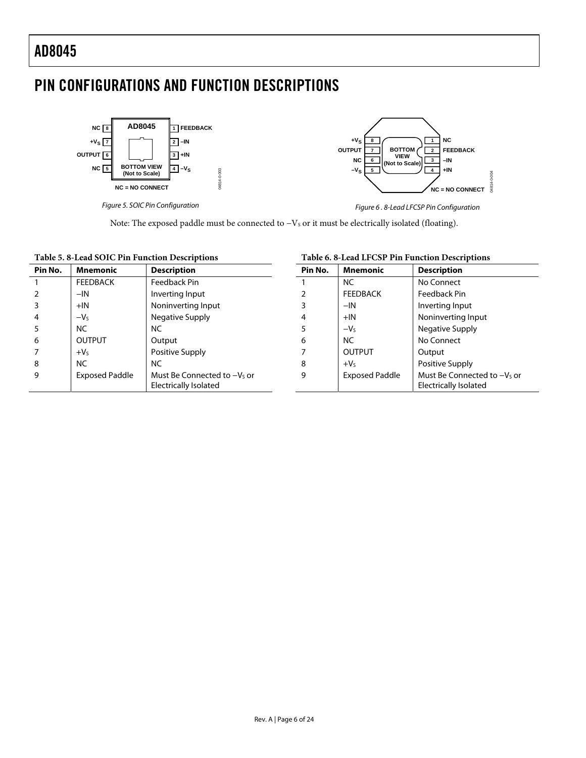## PIN CONFIGURATIONS AND FUNCTION DESCRIPTIONS

Figure 5. SOIC Pin Configuration

Figure 6. 8-Lead LFCSP Pin Configuration

Note: The exposed paddle must be connected to $-V_S$ or it must be electrically isolated (floating).

**Table 5. 8-Lead SOIC Pin Function Descriptions**

| Pin No. | Mnemonic | Description |
|---|---|---|
| 1 | FEEDBACK | Feedback Pin |
| 2 | −IN | Inverting Input |
| 3 | +IN | Noninverting Input |
| 4 | $-V_S$ | Negative Supply |
| 5 | NC | NC |
| 6 | OUTPUT | Output |
| 7 | $+V_S$ | Positive Supply |
| 8 | NC | NC |
| 9 | Exposed Paddle | Must Be Connected to $-V_S$ or Electrically Isolated |

**Table 6. 8-Lead LFCSP Pin Function Descriptions**

| Pin No. | Mnemonic | Description |
|---|---|---|
| 1 | NC | No Connect |
| 2 | FEEDBACK | Feedback Pin |
| 3 | −IN | Inverting Input |
| 4 | +IN | Noninverting Input |
| 5 | $-V_S$ | Negative Supply |
| 6 | NC | No Connect |
| 7 | OUTPUT | Output |
| 8 | $+V_S$ | Positive Supply |
| 9 | Exposed Paddle | Must Be Connected to $-V_S$ or Electrically Isolated |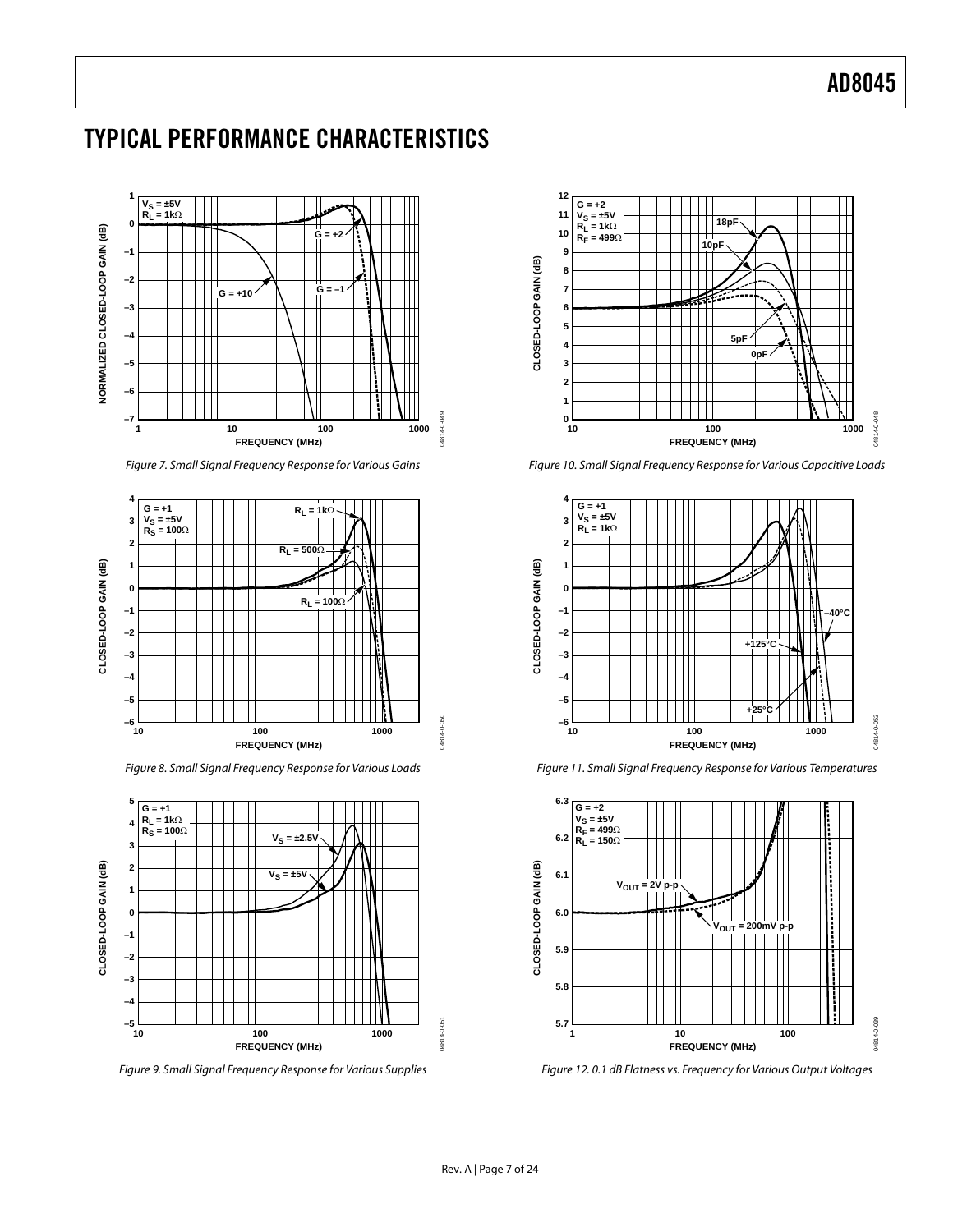## TYPICAL PERFORMANCE CHARACTERISTICS

Figure 7. Small Signal Frequency Response for Various Gains

Figure 8. Small Signal Frequency Response for Various Loads

Figure 9. Small Signal Frequency Response for Various Supplies

Figure 10. Small Signal Frequency Response for Various Capacitive Loads

Figure 11. Small Signal Frequency Response for Various Temperatures

Figure 12. 0.1 dB Flatness vs. Frequency for Various Output Voltages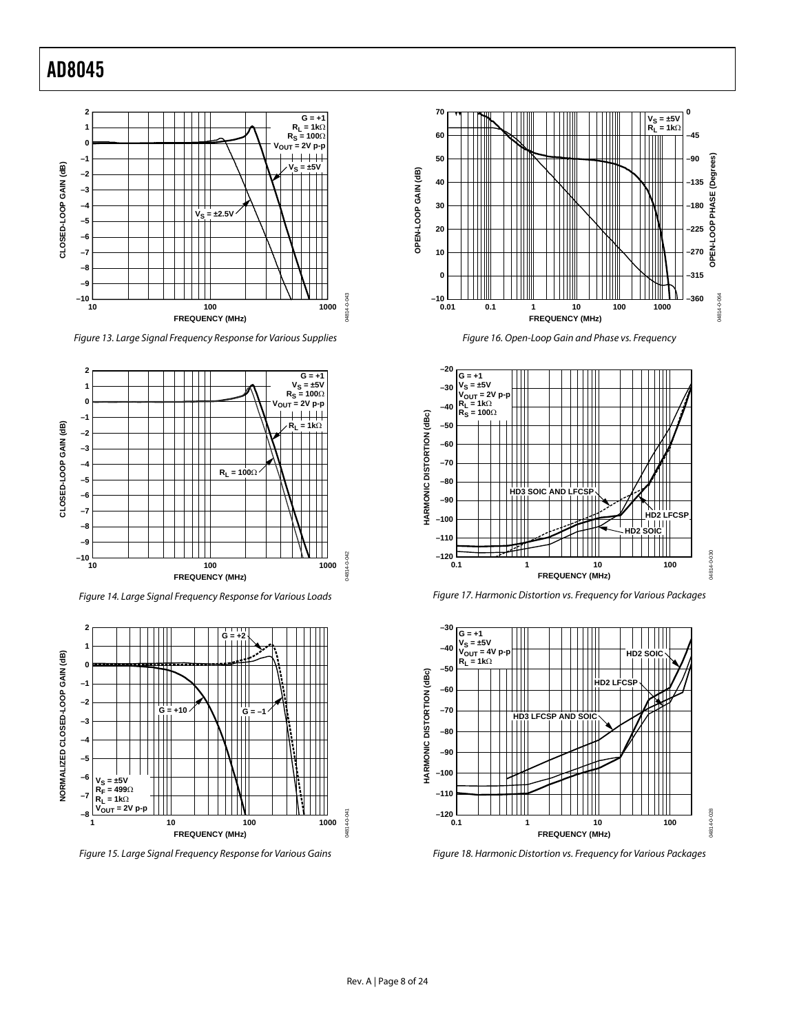Figure 13. Large Signal Frequency Response for Various Supplies

Figure 14. Large Signal Frequency Response for Various Loads

Figure 15. Large Signal Frequency Response for Various Gains

Figure 16. Open-Loop Gain and Phase vs. Frequency

Figure 17. Harmonic Distortion vs. Frequency for Various Packages

Figure 18. Harmonic Distortion vs. Frequency for Various Packages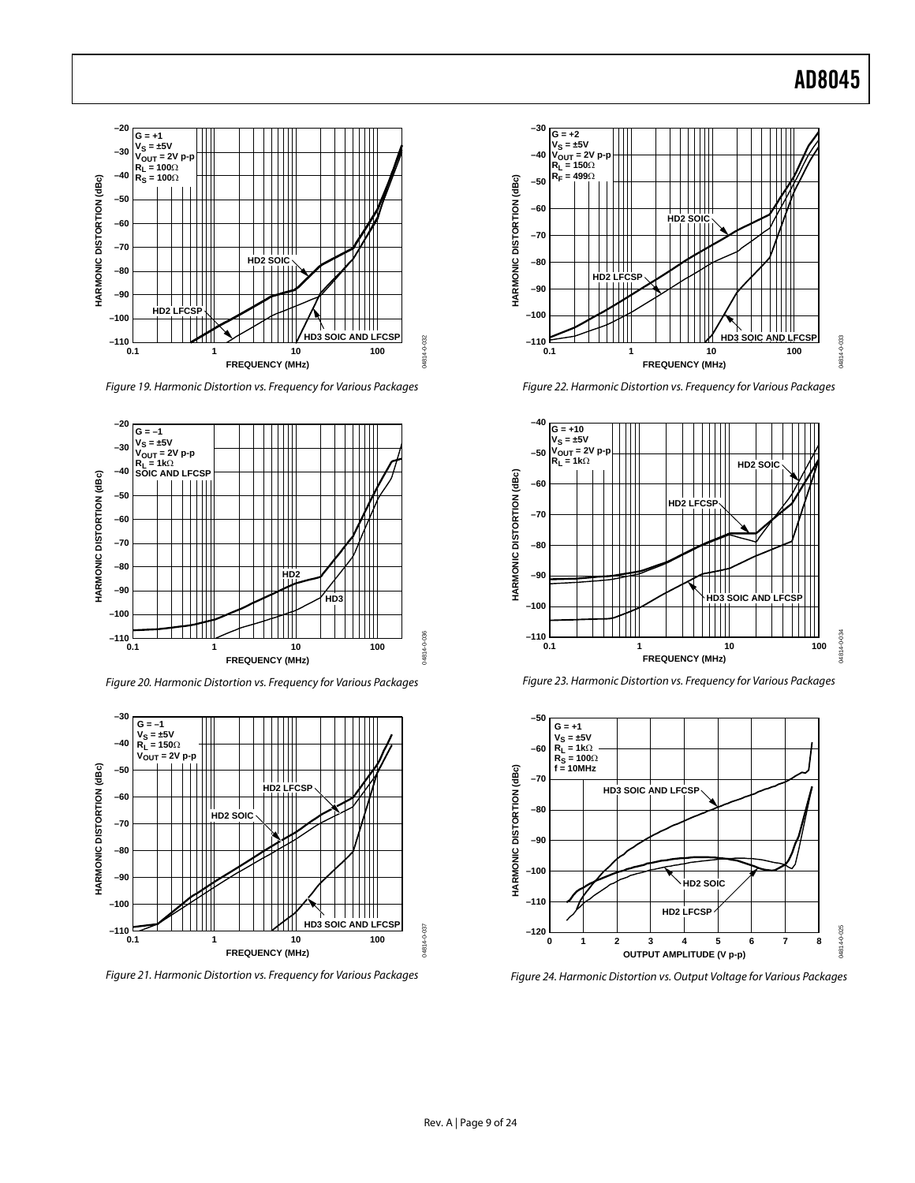Figure 19. Harmonic Distortion vs. Frequency for Various Packages

Figure 20. Harmonic Distortion vs. Frequency for Various Packages

Figure 21. Harmonic Distortion vs. Frequency for Various Packages

Figure 22. Harmonic Distortion vs. Frequency for Various Packages

Figure 23. Harmonic Distortion vs. Frequency for Various Packages

Figure 24. Harmonic Distortion vs. Output Voltage for Various Packages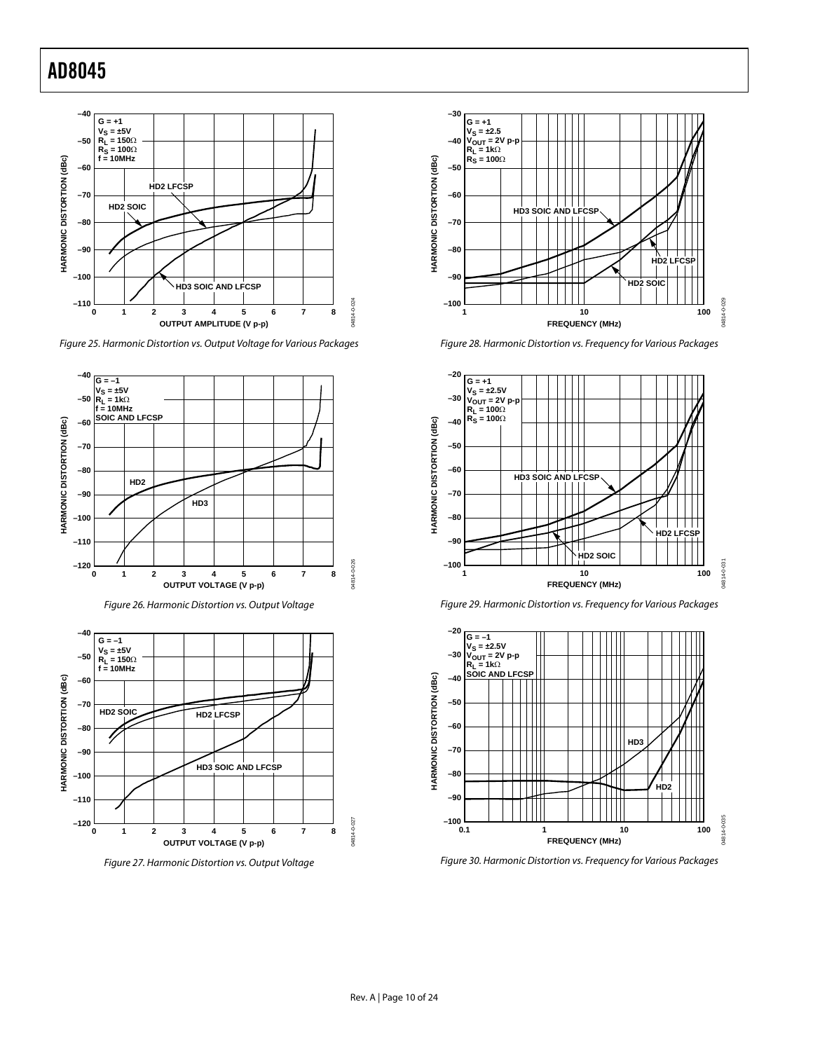Figure 25. Harmonic Distortion vs. Output Voltage for Various Packages

Figure 26. Harmonic Distortion vs. Output Voltage

Figure 27. Harmonic Distortion vs. Output Voltage

Figure 28. Harmonic Distortion vs. Frequency for Various Packages

Figure 29. Harmonic Distortion vs. Frequency for Various Packages

Figure 30. Harmonic Distortion vs. Frequency for Various Packages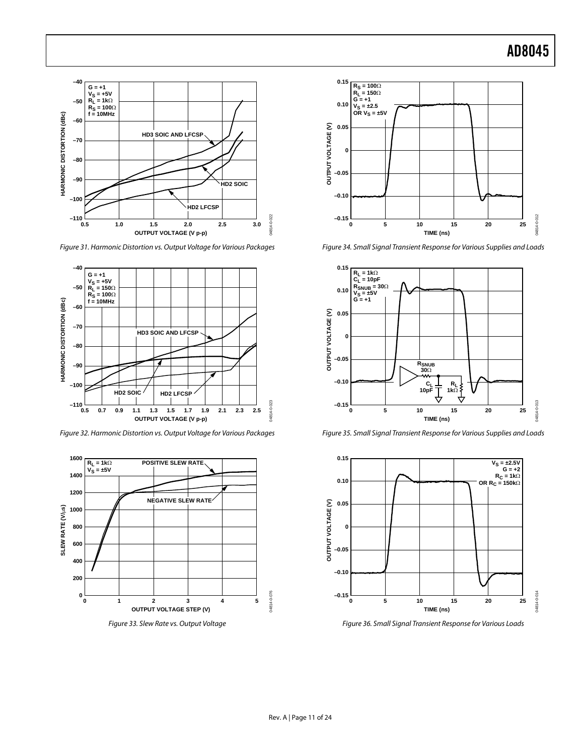Figure 31. Harmonic Distortion vs. Output Voltage for Various Packages

Figure 32. Harmonic Distortion vs. Output Voltage for Various Packages

Figure 33. Slew Rate vs. Output Voltage

Figure 34. Small Signal Transient Response for Various Supplies and Loads

Figure 35. Small Signal Transient Response for Various Supplies and Loads

Figure 36. Small Signal Transient Response for Various Loads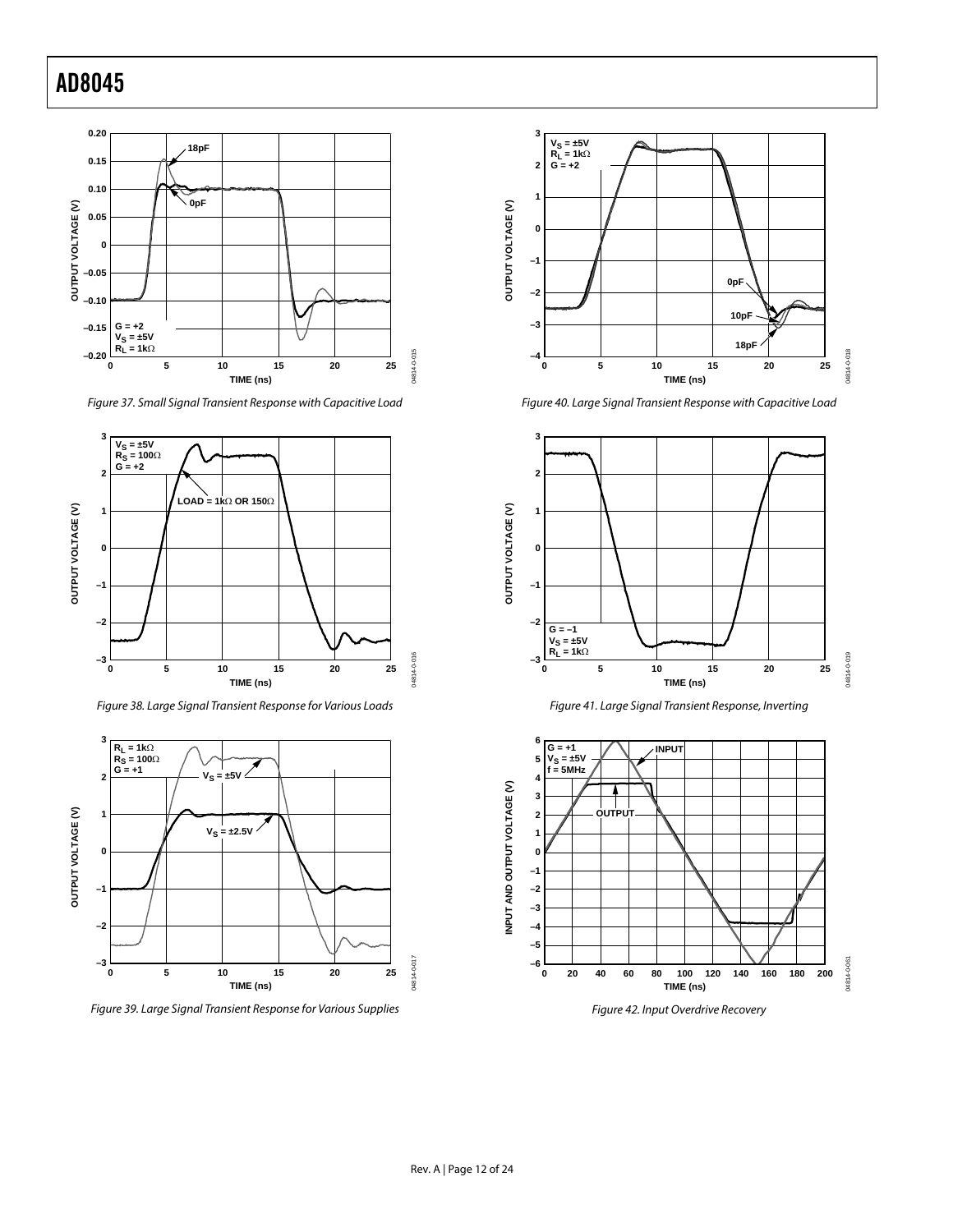Figure 37. Small Signal Transient Response with Capacitive Load

Figure 38. Large Signal Transient Response for Various Loads

Figure 39. Large Signal Transient Response for Various Supplies

Figure 40. Large Signal Transient Response with Capacitive Load

Figure 41. Large Signal Transient Response, Inverting

Figure 42. Input Overdrive Recovery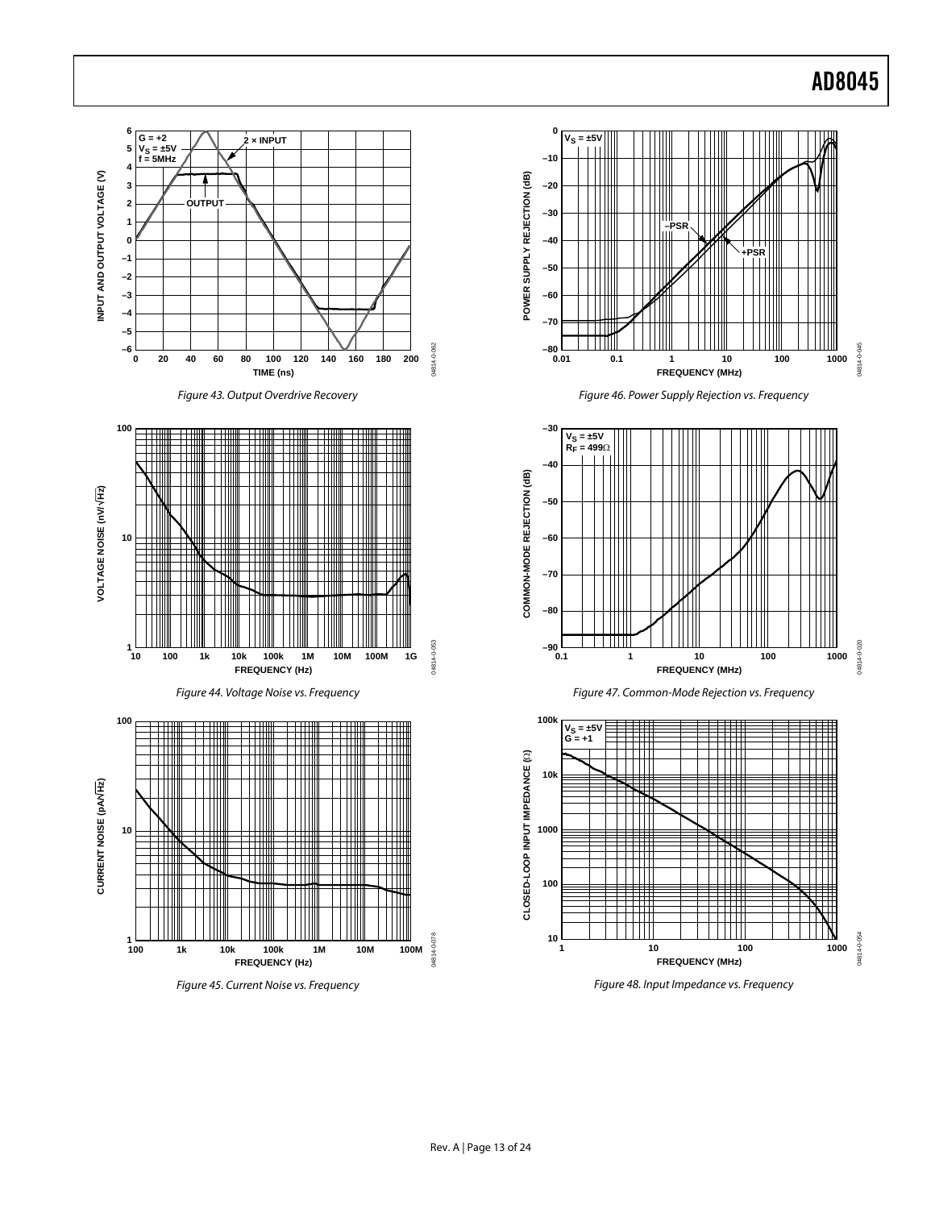Figure 43. Output Overdrive Recovery

Figure 44. Voltage Noise vs. Frequency

Figure 45. Current Noise vs. Frequency

Figure 46. Power Supply Rejection vs. Frequency

Figure 47. Common-Mode Rejection vs. Frequency

Figure 48. Input Impedance vs. Frequency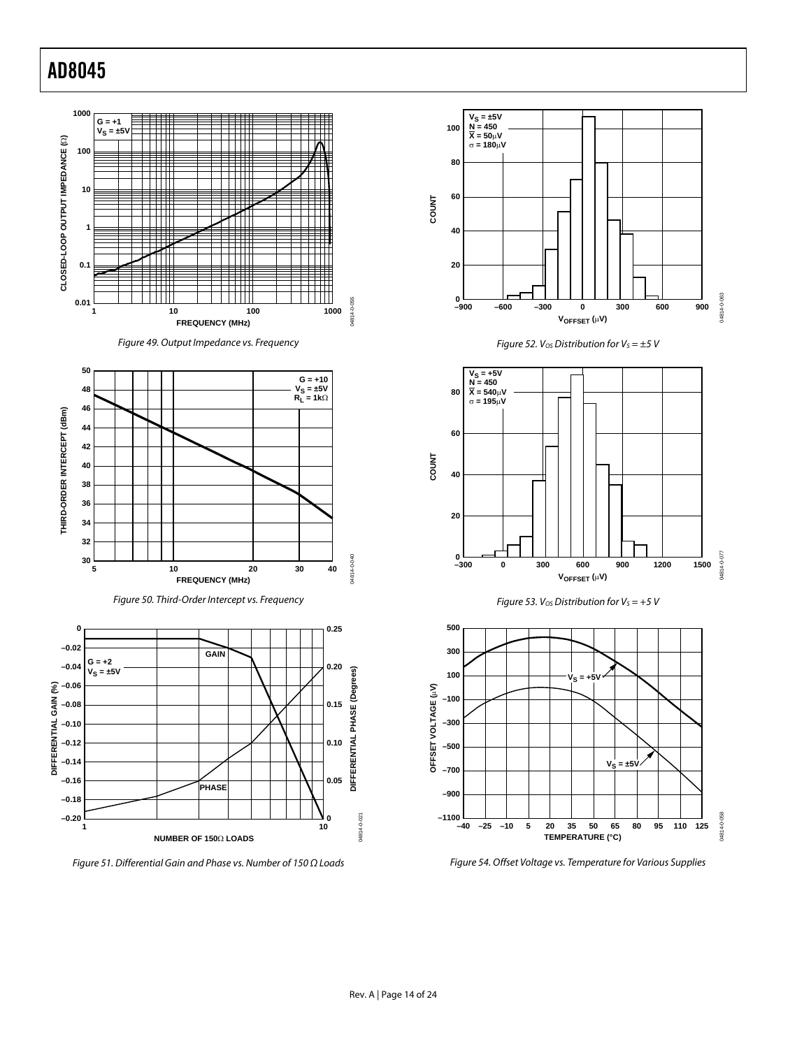Figure 49. Output Impedance vs. Frequency

Figure 50. Third-Order Intercept vs. Frequency

Figure 51. Differential Gain and Phase vs. Number of 150 Ω Loads

Figure 52. $V_{OS}$ Distribution for $V_S = \pm 5$ V

Figure 53. $V_{OS}$ Distribution for $V_S = +5$ V

Figure 54. Offset Voltage vs. Temperature for Various Supplies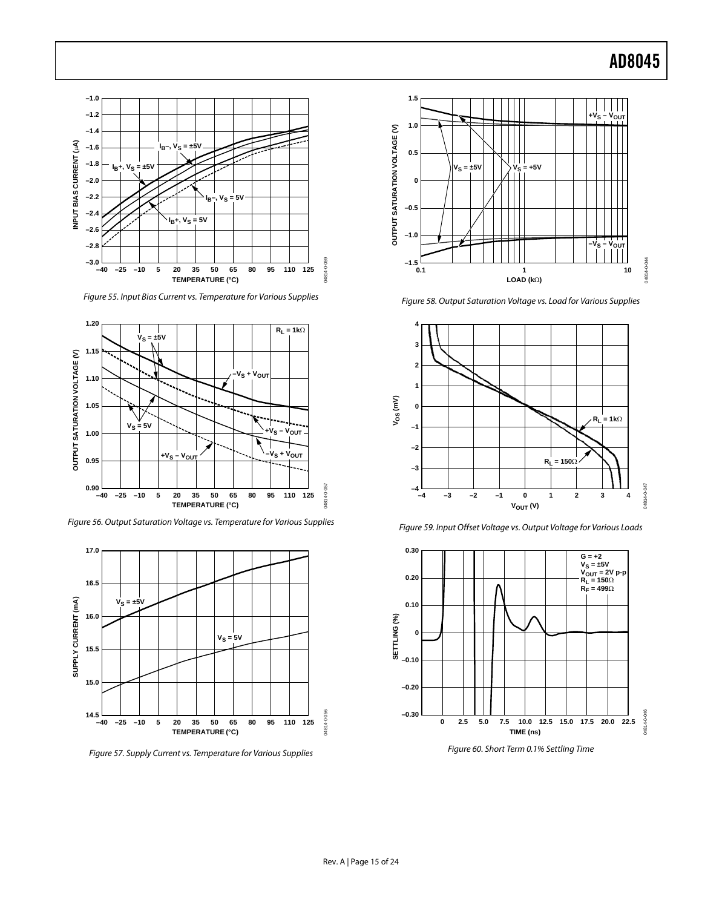Figure 55. Input Bias Current vs. Temperature for Various Supplies

Figure 56. Output Saturation Voltage vs. Temperature for Various Supplies

Figure 57. Supply Current vs. Temperature for Various Supplies

Figure 58. Output Saturation Voltage vs. Load for Various Supplies

Figure 59. Input Offset Voltage vs. Output Voltage for Various Loads

Figure 60. Short Term 0.1% Settling Time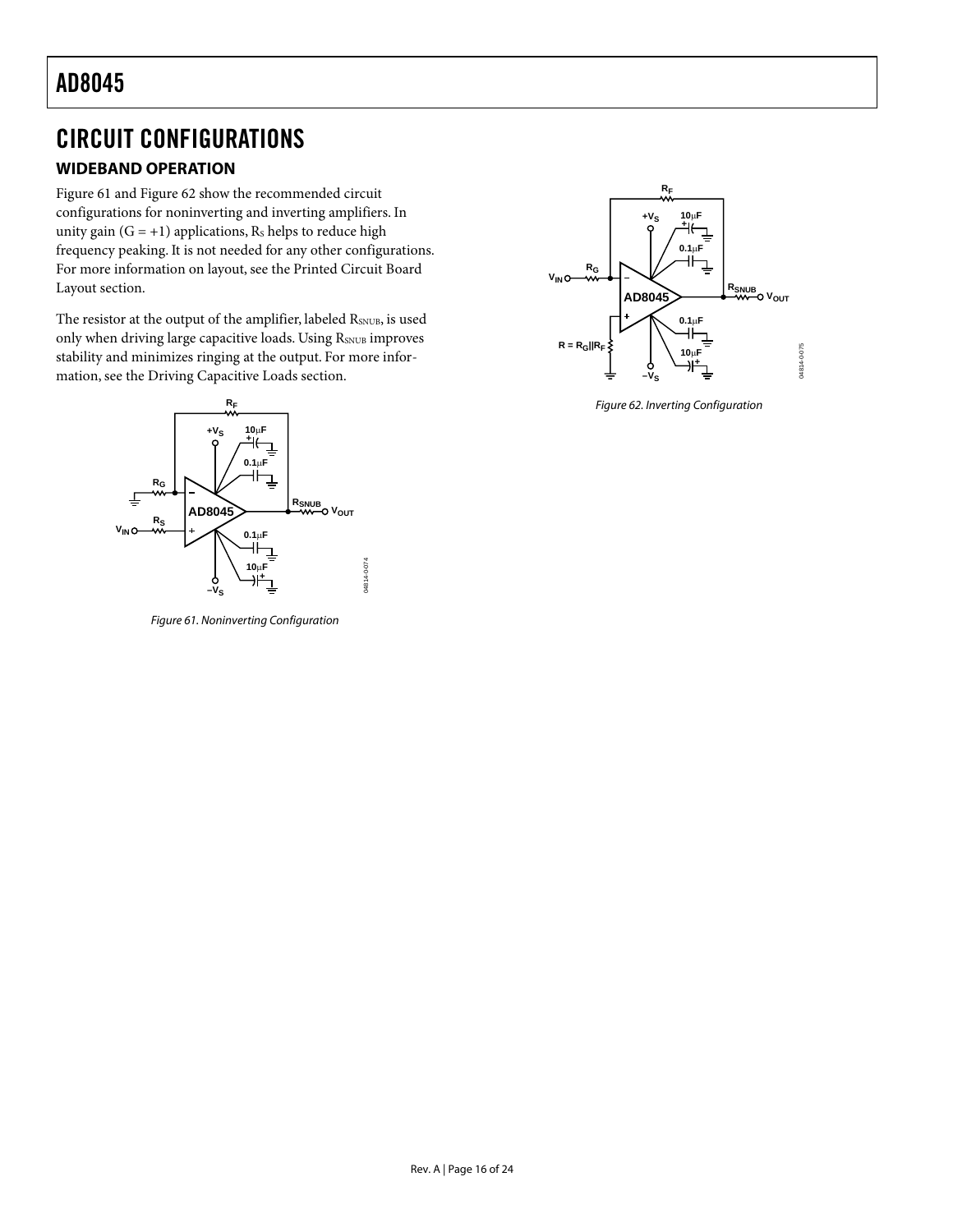# CIRCUIT CONFIGURATIONS

## WIDEBAND OPERATION

Figure 61 and Figure 62 show the recommended circuit configurations for noninverting and inverting amplifiers. In unity gain (G = +1) applications, $R_S$ helps to reduce high frequency peaking. It is not needed for any other configurations. For more information on layout, see the Printed Circuit Board Layout section.

The resistor at the output of the amplifier, labeled $R_{SNUB}$, is used only when driving large capacitive loads. Using $R_{SNUB}$ improves stability and minimizes ringing at the output. For more information, see the Driving Capacitive Loads section.

*Figure 61. Noninverting Configuration*

*Figure 62. Inverting Configuration*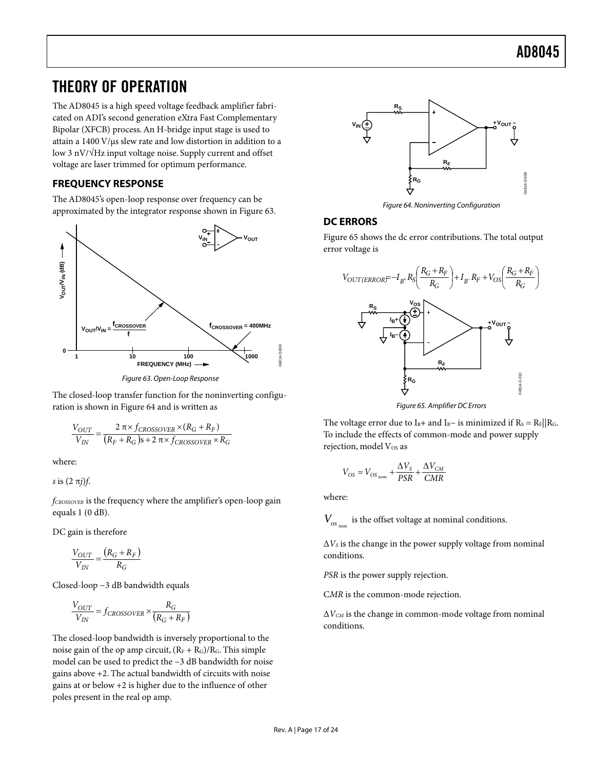# THEORY OF OPERATION

The AD8045 is a high speed voltage feedback amplifier fabricated on ADI's second generation eXtra Fast Complementary Bipolar (XFCB) process. An H-bridge input stage is used to attain a 1400 V/μs slew rate and low distortion in addition to a low 3 nV/√Hz input voltage noise. Supply current and offset voltage are laser trimmed for optimum performance.

## FREQUENCY RESPONSE

The AD8045's open-loop response over frequency can be approximated by the integrator response shown in Figure 63.

Figure 63. Open-Loop Response

The closed-loop transfer function for the noninverting configuration is shown in Figure 64 and is written as

$$\frac{V_{OUT}}{V_{IN}} = \frac{2\pi \times f_{CROSSOVER} \times (R_G + R_F)}{(R_F + R_G)s + 2\pi \times f_{CROSSOVER} \times R_G}$$

where:

$s$ is $(2\pi j)f$.

$f_{CROSSOVER}$ is the frequency where the amplifier's open-loop gain equals 1 (0 dB).

DC gain is therefore

$$\frac{V_{OUT}}{V_{IN}} = \frac{(R_G + R_F)}{R_G}$$

Closed-loop −3 dB bandwidth equals

$$\frac{V_{OUT}}{V_{IN}} = f_{CROSSOVER} \times \frac{R_G}{(R_G + R_F)}$$

The closed-loop bandwidth is inversely proportional to the noise gain of the op amp circuit, $(R_F + R_G)/R_G$. This simple model can be used to predict the −3 dB bandwidth for noise gains above +2. The actual bandwidth of circuits with noise gains at or below +2 is higher due to the influence of other poles present in the real op amp.

Figure 64. Noninverting Configuration

## DC ERRORS

Figure 65 shows the dc error contributions. The total output error voltage is

$$V_{OUT(ERROR)} = -I_{B+} R_S \left(\frac{R_G + R_F}{R_G}\right) + I_{B-} R_F + V_{OS} \left(\frac{R_G + R_F}{R_G}\right)$$

Figure 65. Amplifier DC Errors

The voltage error due to $I_B+$ and $I_B-$ is minimized if $R_S = R_F || R_G$. To include the effects of common-mode and power supply rejection, model $V_{OS}$ as

$$V_{OS} = V_{OS_{nom}} + \frac{\Delta V_S}{PSR} + \frac{\Delta V_{CM}}{CMR}$$

where:

$V_{OS_{nom}}$ is the offset voltage at nominal conditions.

$\Delta V_S$ is the change in the power supply voltage from nominal conditions.

*PSR* is the power supply rejection.

*CMR* is the common-mode rejection.

$\Delta V_{CM}$ is the change in common-mode voltage from nominal conditions.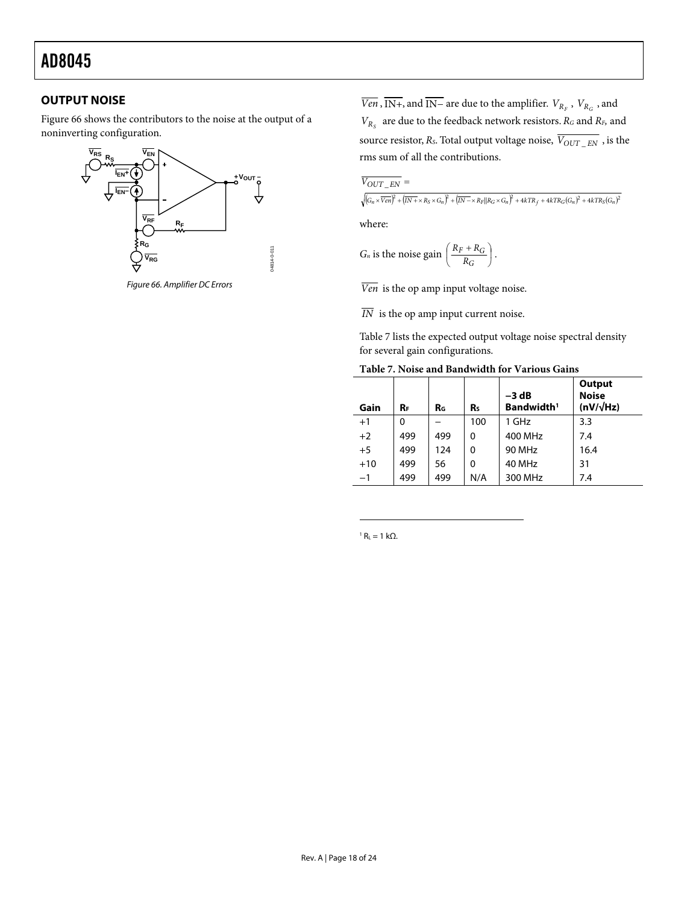## OUTPUT NOISE

Figure 66 shows the contributors to the noise at the output of a noninverting configuration.

Figure 66. Amplifier DC Errors

$\overline{Ven}$, $\overline{IN+}$, and $\overline{IN-}$ are due to the amplifier. $V_{R_F}$, $V_{R_G}$, and $V_{R_S}$ are due to the feedback network resistors. $R_G$ and $R_F$, and source resistor, $R_S$. Total output voltage noise, $\overline{V_{OUT\_EN}}$, is the rms sum of all the contributions.

$$\overline{V_{OUT\_EN}} = \sqrt{\left(G_n \times \overline{Ven}\right)^2 + \left(\overline{IN+} \times R_S \times G_n\right)^2 + \left(\overline{IN-} \times R_F \| R_G \times G_n\right)^2 + 4kTR_f + 4kTR_G (G_n)^2 + 4kTR_S (G_n)^2}$$

where:

$G_n$ is the noise gain $\left(\frac{R_F + R_G}{R_G}\right)$.

$\overline{Ven}$ is the op amp input voltage noise.

$\overline{IN}$ is the op amp input current noise.

Table 7 lists the expected output voltage noise spectral density for several gain configurations.

**Table 7. Noise and Bandwidth for Various Gains**

| Gain | $R_F$ | $R_G$ | $R_S$ | −3 dB Bandwidth[1] | Output Noise (nV/√Hz) |
|---|---|---|---|---|---|
| +1 | 0 | – | 100 | 1 GHz | 3.3 |
| +2 | 499 | 499 | 0 | 400 MHz | 7.4 |
| +5 | 499 | 124 | 0 | 90 MHz | 16.4 |
| +10 | 499 | 56 | 0 | 40 MHz | 31 |
| −1 | 499 | 499 | N/A | 300 MHz | 7.4 |

[1] $R_L$ = 1 kΩ.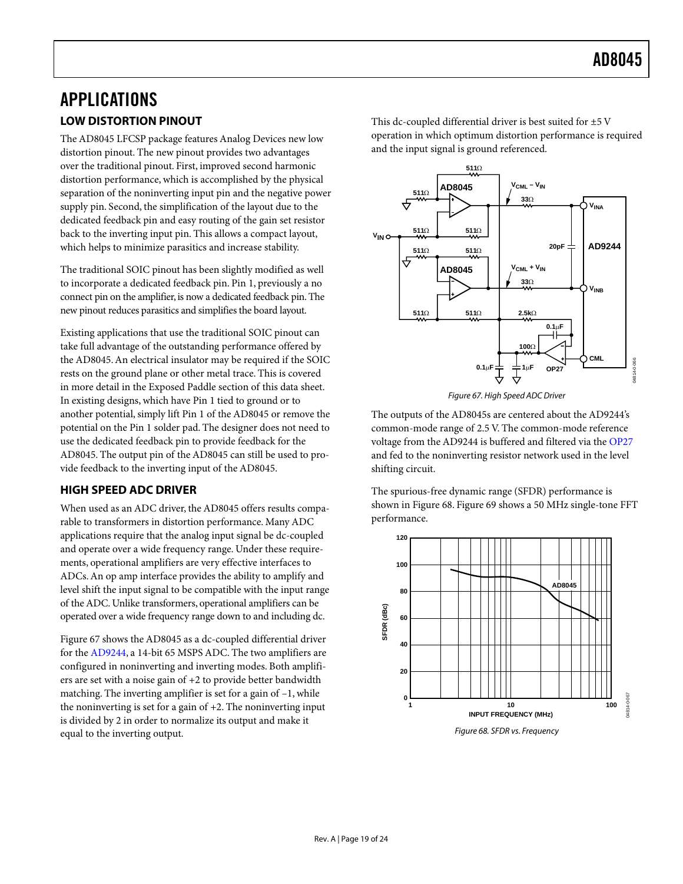## APPLICATIONS

### LOW DISTORTION PINOUT

The AD8045 LFCSP package features Analog Devices new low distortion pinout. The new pinout provides two advantages over the traditional pinout. First, improved second harmonic distortion performance, which is accomplished by the physical separation of the noninverting input pin and the negative power supply pin. Second, the simplification of the layout due to the dedicated feedback pin and easy routing of the gain set resistor back to the inverting input pin. This allows a compact layout, which helps to minimize parasitics and increase stability.

The traditional SOIC pinout has been slightly modified as well to incorporate a dedicated feedback pin. Pin 1, previously a no connect pin on the amplifier, is now a dedicated feedback pin. The new pinout reduces parasitics and simplifies the board layout.

Existing applications that use the traditional SOIC pinout can take full advantage of the outstanding performance offered by the AD8045. An electrical insulator may be required if the SOIC rests on the ground plane or other metal trace. This is covered in more detail in the Exposed Paddle section of this data sheet. In existing designs, which have Pin 1 tied to ground or to another potential, simply lift Pin 1 of the AD8045 or remove the potential on the Pin 1 solder pad. The designer does not need to use the dedicated feedback pin to provide feedback for the AD8045. The output pin of the AD8045 can still be used to provide feedback to the inverting input of the AD8045.

### HIGH SPEED ADC DRIVER

When used as an ADC driver, the AD8045 offers results comparable to transformers in distortion performance. Many ADC applications require that the analog input signal be dc-coupled and operate over a wide frequency range. Under these requirements, operational amplifiers are very effective interfaces to ADCs. An op amp interface provides the ability to amplify and level shift the input signal to be compatible with the input range of the ADC. Unlike transformers, operational amplifiers can be operated over a wide frequency range down to and including dc.

Figure 67 shows the AD8045 as a dc-coupled differential driver for the AD9244, a 14-bit 65 MSPS ADC. The two amplifiers are configured in noninverting and inverting modes. Both amplifiers are set with a noise gain of +2 to provide better bandwidth matching. The inverting amplifier is set for a gain of −1, while the noninverting is set for a gain of +2. The noninverting input is divided by 2 in order to normalize its output and make it equal to the inverting output.

This dc-coupled differential driver is best suited for ±5 V operation in which optimum distortion performance is required and the input signal is ground referenced.

*Figure 67. High Speed ADC Driver*

The outputs of the AD8045s are centered about the AD9244's common-mode range of 2.5 V. The common-mode reference voltage from the AD9244 is buffered and filtered via the OP27 and fed to the noninverting resistor network used in the level shifting circuit.

The spurious-free dynamic range (SFDR) performance is shown in Figure 68. Figure 69 shows a 50 MHz single-tone FFT performance.

*Figure 68. SFDR vs. Frequency*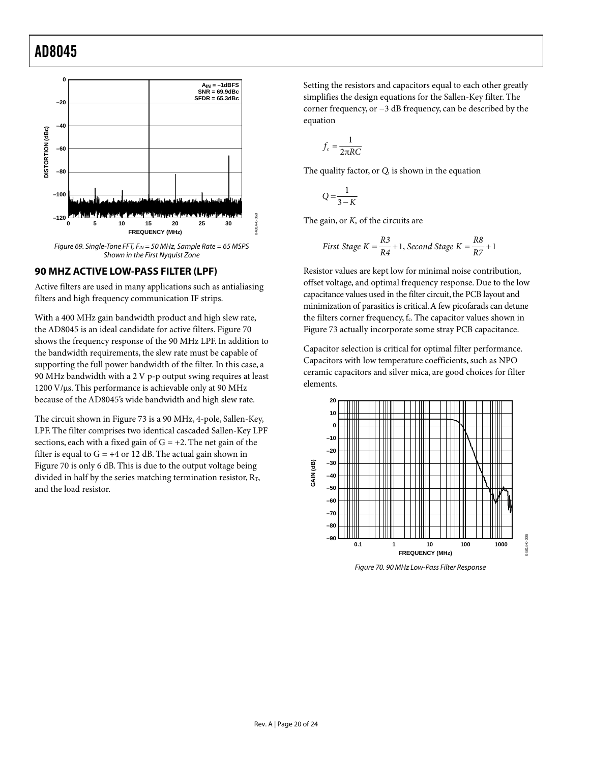Figure 69. Single-Tone FFT, $F_{IN}$ = 50 MHz, Sample Rate = 65 MSPS Shown in the First Nyquist Zone

## 90 MHZ ACTIVE LOW-PASS FILTER (LPF)

Active filters are used in many applications such as antialiasing filters and high frequency communication IF strips.

With a 400 MHz gain bandwidth product and high slew rate, the AD8045 is an ideal candidate for active filters. Figure 70 shows the frequency response of the 90 MHz LPF. In addition to the bandwidth requirements, the slew rate must be capable of supporting the full power bandwidth of the filter. In this case, a 90 MHz bandwidth with a 2 V p-p output swing requires at least 1200 V/µs. This performance is achievable only at 90 MHz because of the AD8045's wide bandwidth and high slew rate.

The circuit shown in Figure 73 is a 90 MHz, 4-pole, Sallen-Key, LPF. The filter comprises two identical cascaded Sallen-Key LPF sections, each with a fixed gain of G = +2. The net gain of the filter is equal to G = +4 or 12 dB. The actual gain shown in Figure 70 is only 6 dB. This is due to the output voltage being divided in half by the series matching termination resistor, $R_T$, and the load resistor.

Setting the resistors and capacitors equal to each other greatly simplifies the design equations for the Sallen-Key filter. The corner frequency, or −3 dB frequency, can be described by the equation

$$f_c = \frac{1}{2\pi RC}$$

The quality factor, or *Q,* is shown in the equation

$$Q = \frac{1}{3 - K}$$

The gain, or *K,* of the circuits are

$$\textit{First Stage } K = \frac{R3}{R4} + 1, \textit{ Second Stage } K = \frac{R8}{R7} + 1$$

Resistor values are kept low for minimal noise contribution, offset voltage, and optimal frequency response. Due to the low capacitance values used in the filter circuit, the PCB layout and minimization of parasitics is critical. A few picofarads can detune the filters corner frequency, $f_c$. The capacitor values shown in Figure 73 actually incorporate some stray PCB capacitance.

Capacitor selection is critical for optimal filter performance. Capacitors with low temperature coefficients, such as NPO ceramic capacitors and silver mica, are good choices for filter elements.

Figure 70. 90 MHz Low-Pass Filter Response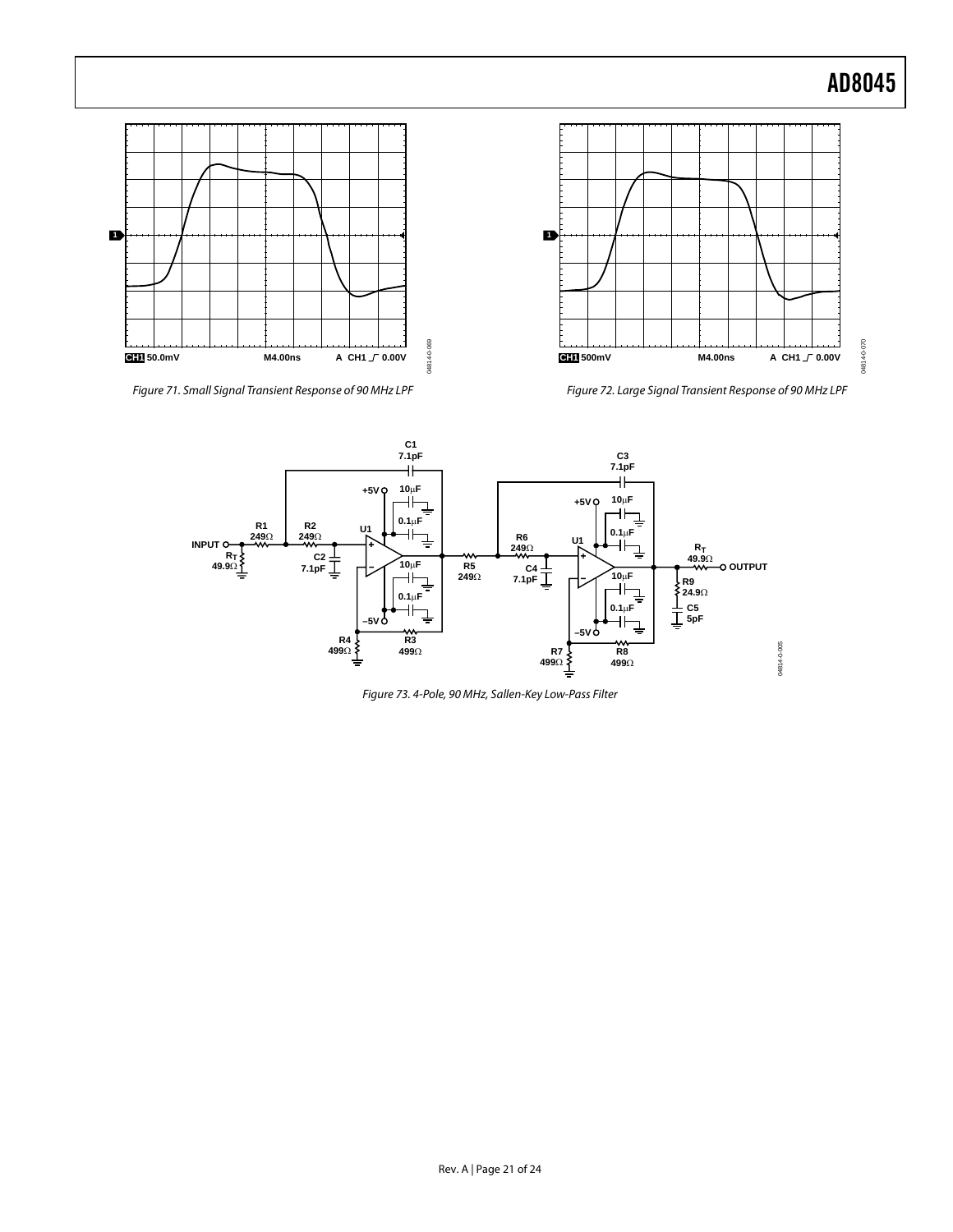Figure 71. Small Signal Transient Response of 90 MHz LPF

Figure 72. Large Signal Transient Response of 90 MHz LPF

Figure 73. 4-Pole, 90 MHz, Sallen-Key Low-Pass Filter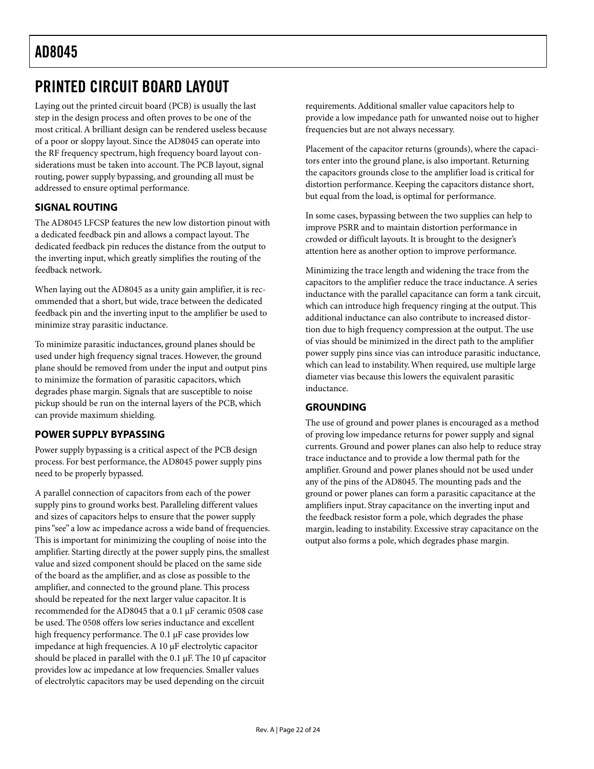# PRINTED CIRCUIT BOARD LAYOUT

Laying out the printed circuit board (PCB) is usually the last step in the design process and often proves to be one of the most critical. A brilliant design can be rendered useless because of a poor or sloppy layout. Since the AD8045 can operate into the RF frequency spectrum, high frequency board layout considerations must be taken into account. The PCB layout, signal routing, power supply bypassing, and grounding all must be addressed to ensure optimal performance.

## SIGNAL ROUTING

The AD8045 LFCSP features the new low distortion pinout with a dedicated feedback pin and allows a compact layout. The dedicated feedback pin reduces the distance from the output to the inverting input, which greatly simplifies the routing of the feedback network.

When laying out the AD8045 as a unity gain amplifier, it is recommended that a short, but wide, trace between the dedicated feedback pin and the inverting input to the amplifier be used to minimize stray parasitic inductance.

To minimize parasitic inductances, ground planes should be used under high frequency signal traces. However, the ground plane should be removed from under the input and output pins to minimize the formation of parasitic capacitors, which degrades phase margin. Signals that are susceptible to noise pickup should be run on the internal layers of the PCB, which can provide maximum shielding.

## POWER SUPPLY BYPASSING

Power supply bypassing is a critical aspect of the PCB design process. For best performance, the AD8045 power supply pins need to be properly bypassed.

A parallel connection of capacitors from each of the power supply pins to ground works best. Paralleling different values and sizes of capacitors helps to ensure that the power supply pins "see" a low ac impedance across a wide band of frequencies. This is important for minimizing the coupling of noise into the amplifier. Starting directly at the power supply pins, the smallest value and sized component should be placed on the same side of the board as the amplifier, and as close as possible to the amplifier, and connected to the ground plane. This process should be repeated for the next larger value capacitor. It is recommended for the AD8045 that a 0.1 μF ceramic 0508 case be used. The 0508 offers low series inductance and excellent high frequency performance. The 0.1 μF case provides low impedance at high frequencies. A 10 μF electrolytic capacitor should be placed in parallel with the 0.1 μF. The 10 μf capacitor provides low ac impedance at low frequencies. Smaller values of electrolytic capacitors may be used depending on the circuit requirements. Additional smaller value capacitors help to provide a low impedance path for unwanted noise out to higher frequencies but are not always necessary.

Placement of the capacitor returns (grounds), where the capacitors enter into the ground plane, is also important. Returning the capacitors grounds close to the amplifier load is critical for distortion performance. Keeping the capacitors distance short, but equal from the load, is optimal for performance.

In some cases, bypassing between the two supplies can help to improve PSRR and to maintain distortion performance in crowded or difficult layouts. It is brought to the designer's attention here as another option to improve performance.

Minimizing the trace length and widening the trace from the capacitors to the amplifier reduce the trace inductance. A series inductance with the parallel capacitance can form a tank circuit, which can introduce high frequency ringing at the output. This additional inductance can also contribute to increased distortion due to high frequency compression at the output. The use of vias should be minimized in the direct path to the amplifier power supply pins since vias can introduce parasitic inductance, which can lead to instability. When required, use multiple large diameter vias because this lowers the equivalent parasitic inductance.

## GROUNDING

The use of ground and power planes is encouraged as a method of proving low impedance returns for power supply and signal currents. Ground and power planes can also help to reduce stray trace inductance and to provide a low thermal path for the amplifier. Ground and power planes should not be used under any of the pins of the AD8045. The mounting pads and the ground or power planes can form a parasitic capacitance at the amplifiers input. Stray capacitance on the inverting input and the feedback resistor form a pole, which degrades the phase margin, leading to instability. Excessive stray capacitance on the output also forms a pole, which degrades phase margin.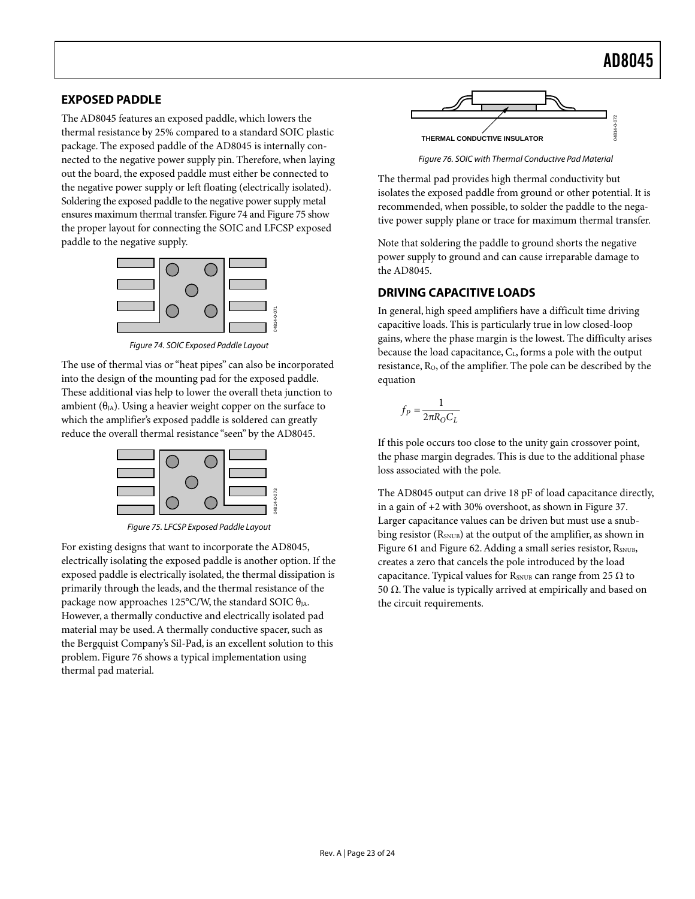## EXPOSED PADDLE

The AD8045 features an exposed paddle, which lowers the thermal resistance by 25% compared to a standard SOIC plastic package. The exposed paddle of the AD8045 is internally connected to the negative power supply pin. Therefore, when laying out the board, the exposed paddle must either be connected to the negative power supply or left floating (electrically isolated). Soldering the exposed paddle to the negative power supply metal ensures maximum thermal transfer. Figure 74 and Figure 75 show the proper layout for connecting the SOIC and LFCSP exposed paddle to the negative supply.

*Figure 74. SOIC Exposed Paddle Layout*

The use of thermal vias or "heat pipes" can also be incorporated into the design of the mounting pad for the exposed paddle. These additional vias help to lower the overall theta junction to ambient ($\theta_{JA}$). Using a heavier weight copper on the surface to which the amplifier's exposed paddle is soldered can greatly reduce the overall thermal resistance "seen" by the AD8045.

*Figure 75. LFCSP Exposed Paddle Layout*

For existing designs that want to incorporate the AD8045, electrically isolating the exposed paddle is another option. If the exposed paddle is electrically isolated, the thermal dissipation is primarily through the leads, and the thermal resistance of the package now approaches 125°C/W, the standard SOIC $\theta_{JA}$. However, a thermally conductive and electrically isolated pad material may be used. A thermally conductive spacer, such as the Bergquist Company's Sil-Pad, is an excellent solution to this problem. Figure 76 shows a typical implementation using thermal pad material.

*Figure 76. SOIC with Thermal Conductive Pad Material*

The thermal pad provides high thermal conductivity but isolates the exposed paddle from ground or other potential. It is recommended, when possible, to solder the paddle to the negative power supply plane or trace for maximum thermal transfer.

Note that soldering the paddle to ground shorts the negative power supply to ground and can cause irreparable damage to the AD8045.

## DRIVING CAPACITIVE LOADS

In general, high speed amplifiers have a difficult time driving capacitive loads. This is particularly true in low closed-loop gains, where the phase margin is the lowest. The difficulty arises because the load capacitance, $C_L$, forms a pole with the output resistance, $R_O$, of the amplifier. The pole can be described by the equation

$$f_P = \frac{1}{2\pi R_O C_L}$$

If this pole occurs too close to the unity gain crossover point, the phase margin degrades. This is due to the additional phase loss associated with the pole.

The AD8045 output can drive 18 pF of load capacitance directly, in a gain of +2 with 30% overshoot, as shown in Figure 37. Larger capacitance values can be driven but must use a snubbing resistor ($R_{SNUB}$) at the output of the amplifier, as shown in Figure 61 and Figure 62. Adding a small series resistor, $R_{SNUB}$, creates a zero that cancels the pole introduced by the load capacitance. Typical values for $R_{SNUB}$ can range from 25 Ω to 50 Ω. The value is typically arrived at empirically and based on the circuit requirements.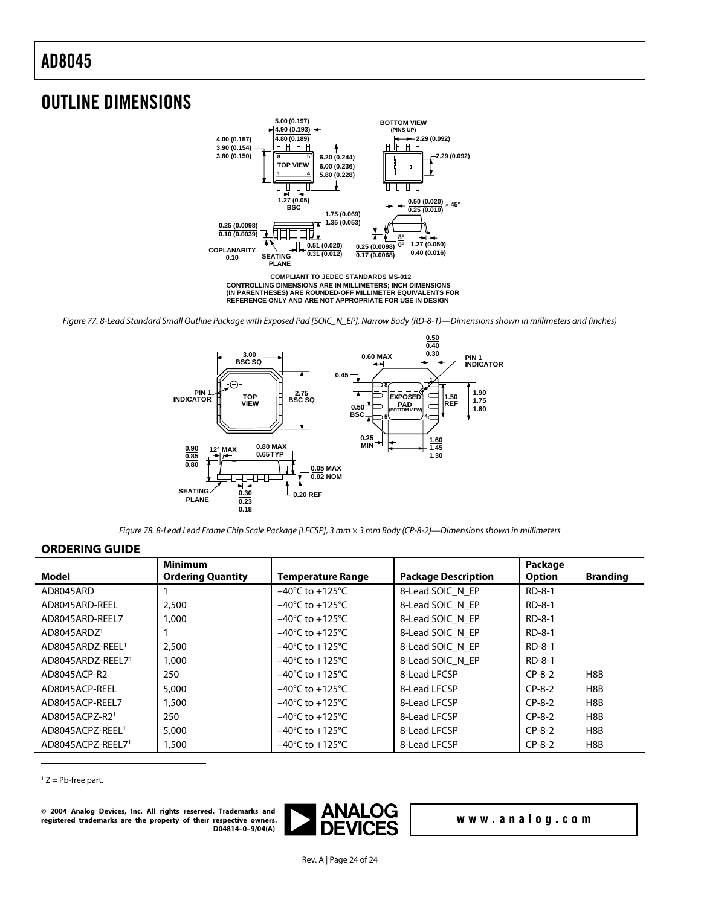## OUTLINE DIMENSIONS

5.00 (0.197)
4.90 (0.193)
4.80 (0.189)
4.00 (0.157)
3.90 (0.154)
3.80 (0.150)
8
5
TOP VIEW
1
4
6.20 (0.244)
6.00 (0.236)
5.80 (0.228)
1.27 (0.05)
BSC
BOTTOM VIEW
(PINS UP)
2.29 (0.092)
2.29 (0.092)
0.50 (0.020)
0.25 (0.010)
× 45°
1.75 (0.069)
1.35 (0.053)
0.25 (0.0098)
0.10 (0.0039)
COPLANARITY
0.10
SEATING
PLANE
0.51 (0.020)
0.31 (0.012)
0.25 (0.0098)
0.17 (0.0068)
8°
0°
1.27 (0.050)
0.40 (0.016)

COMPLIANT TO JEDEC STANDARDS MS-012
CONTROLLING DIMENSIONS ARE IN MILLIMETERS; INCH DIMENSIONS (IN PARENTHESES) ARE ROUNDED-OFF MILLIMETER EQUIVALENTS FOR REFERENCE ONLY AND ARE NOT APPROPRIATE FOR USE IN DESIGN

*Figure 77. 8-Lead Standard Small Outline Package with Exposed Pad [SOIC_N_EP], Narrow Body (RD-8-1)—Dimensions shown in millimeters and (inches)*

3.00
BSC SQ
PIN 1
INDICATOR
TOP
VIEW
2.75
BSC SQ
0.60 MAX
0.50
0.40
0.30
PIN 1
INDICATOR
0.45
8
1
EXPOSED
PAD
(BOTTOM VIEW)
5
4
0.50
BSC
1.50
REF
1.90
1.75
1.60
0.25
MIN
1.60
1.45
1.30
0.90
0.85
0.80
12° MAX
0.80 MAX
0.65 TYP
0.05 MAX
0.02 NOM
SEATING
PLANE
0.30
0.23
0.18
0.20 REF

*Figure 78. 8-Lead Lead Frame Chip Scale Package [LFCSP], 3 mm × 3 mm Body (CP-8-2)—Dimensions shown in millimeters*

### ORDERING GUIDE

| Model | Minimum Ordering Quantity | Temperature Range | Package Description | Package Option | Branding |
|---|---|---|---|---|---|
| AD8045ARD | 1 | −40°C to +125°C | 8-Lead SOIC_N_EP | RD-8-1 | |
| AD8045ARD-REEL | 2,500 | −40°C to +125°C | 8-Lead SOIC_N_EP | RD-8-1 | |
| AD8045ARD-REEL7 | 1,000 | −40°C to +125°C | 8-Lead SOIC_N_EP | RD-8-1 | |
| AD8045ARDZ[1] | 1 | −40°C to +125°C | 8-Lead SOIC_N_EP | RD-8-1 | |
| AD8045ARDZ-REEL[1] | 2,500 | −40°C to +125°C | 8-Lead SOIC_N_EP | RD-8-1 | |
| AD8045ARDZ-REEL7[1] | 1,000 | −40°C to +125°C | 8-Lead SOIC_N_EP | RD-8-1 | |
| AD8045ACP-R2 | 250 | −40°C to +125°C | 8-Lead LFCSP | CP-8-2 | H8B |
| AD8045ACP-REEL | 5,000 | −40°C to +125°C | 8-Lead LFCSP | CP-8-2 | H8B |
| AD8045ACP-REEL7 | 1,500 | −40°C to +125°C | 8-Lead LFCSP | CP-8-2 | H8B |
| AD8045ACPZ-R2[1] | 250 | −40°C to +125°C | 8-Lead LFCSP | CP-8-2 | H8B |
| AD8045ACPZ-REEL[1] | 5,000 | −40°C to +125°C | 8-Lead LFCSP | CP-8-2 | H8B |
| AD8045ACPZ-REEL7[1] | 1,500 | −40°C to +125°C | 8-Lead LFCSP | CP-8-2 | H8B |

[1] Z = Pb-free part.

© 2004 Analog Devices, Inc. All rights reserved. Trademarks and registered trademarks are the property of their respective owners. D04814–0–9/04(A)

www.analog.com